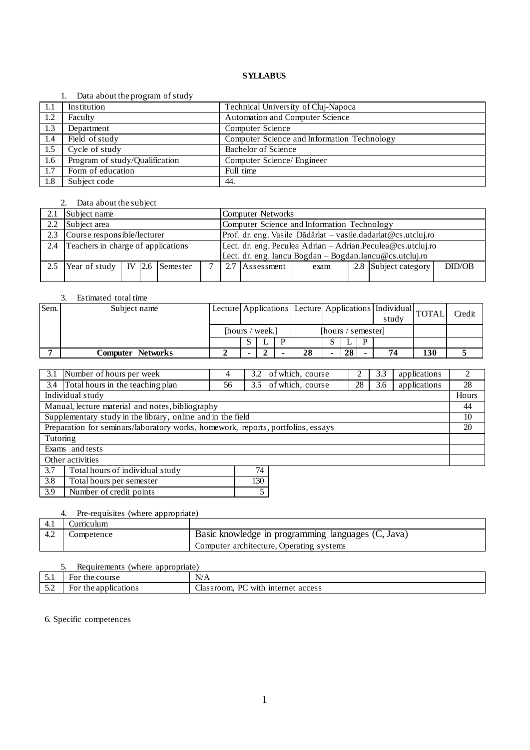# SYLLABUS

1. Data about the program of study

| | | |
|---|---|---|
| 1.1 | Institution | Technical University of Cluj-Napoca |
| 1.2 | Faculty | Automation and Computer Science |
| 1.3 | Department | Computer Science |
| 1.4 | Field of study | Computer Science and Information Technology |
| 1.5 | Cycle of study | Bachelor of Science |
| 1.6 | Program of study/Qualification | Computer Science/ Engineer |
| 1.7 | Form of education | Full time |
| 1.8 | Subject code | 44. |

2. Data about the subject

| | | | | | | | | | | | | |
|---|---|---|---|---|---|---|---|---|---|---|---|---|
| 2.1 | Subject name | | | | | Computer Networks | | | | | | |
| 2.2 | Subject area | | | | | Computer Science and Information Technology | | | | | | |
| 2.3 | Course responsible/lecturer | | | | | Prof. dr. eng. Vasile Dădârlat – vasile.dadarlat@cs.utcluj.ro | | | | | | |
| 2.4 | Teachers in charge of applications | | | | | Lect. dr. eng. Peculea Adrian – Adrian.Peculea@cs.utcluj.ro<br>Lect. dr. eng. Iancu Bogdan – Bogdan.Iancu@cs.utcluj.ro | | | | | | |
| 2.5 | Year of study | IV | 2.6 | Semester | 7 | 2.7 | Assessment | exam | 2.8 | Subject category | DID/OB | |

3. Estimated total time

| Sem. | Subject name | Lecture | Applications | | | Lecture | Applications | | | Individual study | TOTAL | Credit |
|---|---|---|---|---|---|---|---|---|---|---|---|---|
| | | [hours / week.] | | | | [hours / semester] | | | | | | |
| | | | S | L | P | | S | L | P | | | |
| **7** | **Computer Networks** | **2** | **-** | **2** | **-** | **28** | **-** | **28** | **-** | **74** | **130** | **5** |

| | | | | | | | | |
|---|---|---|---|---|---|---|---|---|
| 3.1 | Number of hours per week | 4 | 3.2 | of which, course | 2 | 3.3 | applications | 2 |
| 3.4 | Total hours in the teaching plan | 56 | 3.5 | of which, course | 28 | 3.6 | applications | 28 |

| Individual study | Hours |
|---|---|
| Manual, lecture material and notes, bibliography | 44 |
| Supplementary study in the library, online and in the field | 10 |
| Preparation for seminars/laboratory works, homework, reports, portfolios, essays | 20 |
| Tutoring | |
| Exams and tests | |
| Other activities | |

| | | |
|---|---|---|
| 3.7 | Total hours of individual study | 74 |
| 3.8 | Total hours per semester | 130 |
| 3.9 | Number of credit points | 5 |

4. Pre-requisites (where appropriate)

| | | |
|---|---|---|
| 4.1 | Curriculum | |
| 4.2 | Competence | Basic knowledge in programming languages (C, Java)<br>Computer architecture, Operating systems |

5. Requirements (where appropriate)

| | | |
|---|---|---|
| 5.1 | For the course | N/A |
| 5.2 | For the applications | Classroom, PC with internet access |

6. Specific competences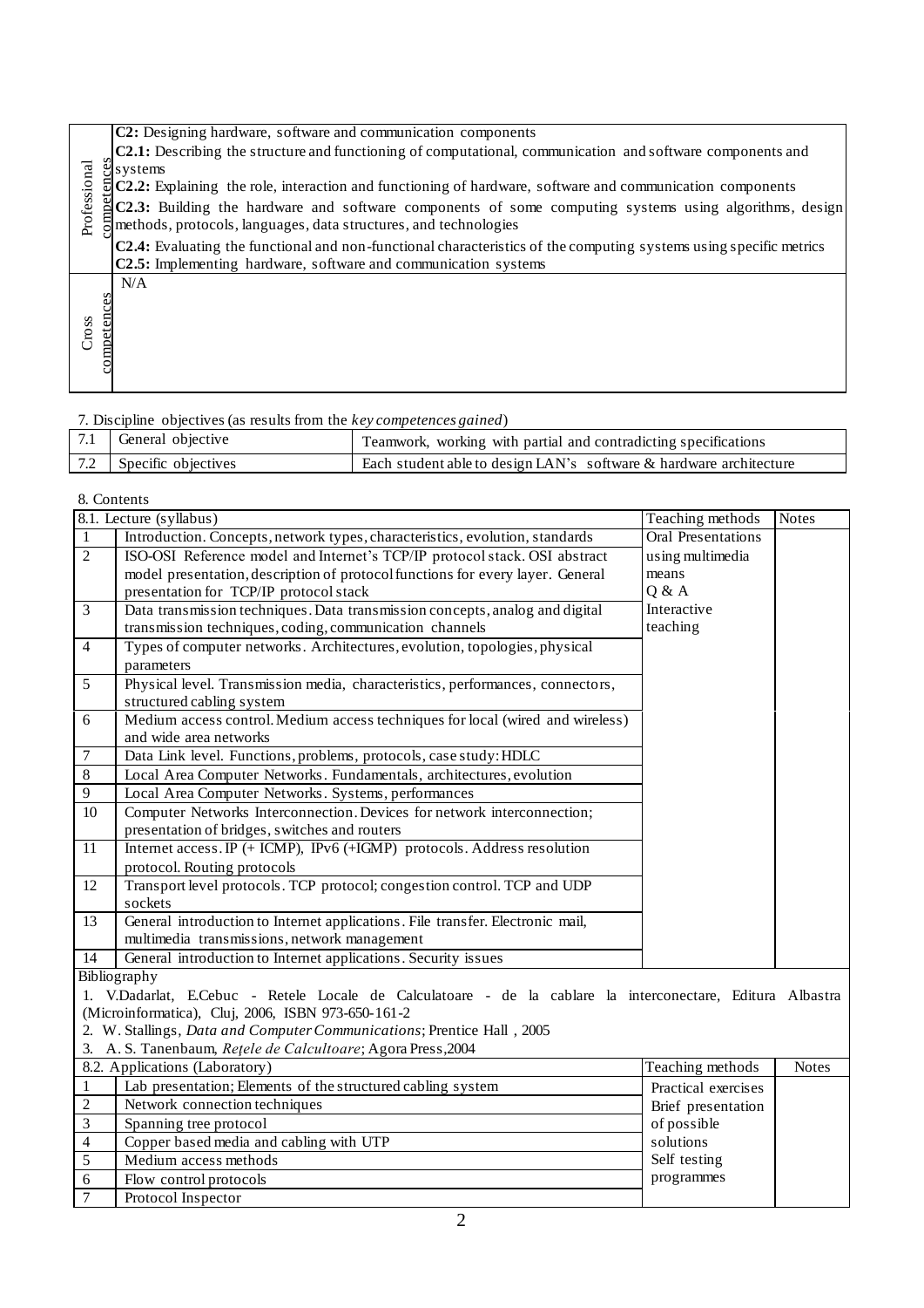| | |
|---|---|
| Professional competences | **C2:** Designing hardware, software and communication components<br>**C2.1:** Describing the structure and functioning of computational, communication and software components and systems<br>**C2.2:** Explaining the role, interaction and functioning of hardware, software and communication components<br>**C2.3:** Building the hardware and software components of some computing systems using algorithms, design methods, protocols, languages, data structures, and technologies<br>**C2.4:** Evaluating the functional and non-functional characteristics of the computing systems using specific metrics<br>**C2.5:** Implementing hardware, software and communication systems |
| Cross competences | N/A |

7. Discipline objectives (as results from the *key competences gained*)

| | | |
|---|---|---|
| 7.1 | General objective | Teamwork, working with partial and contradicting specifications |
| 7.2 | Specific objectives | Each student able to design LAN's software & hardware architecture |

8. Contents

| 8.1. Lecture (syllabus) | | Teaching methods | Notes |
|---|---|---|---|
| 1 | Introduction. Concepts, network types, characteristics, evolution, standards | Oral Presentations using multimedia means<br>Q & A<br>Interactive teaching | |
| 2 | ISO-OSI Reference model and Internet's TCP/IP protocol stack. OSI abstract model presentation, description of protocol functions for every layer. General presentation for TCP/IP protocol stack | | |
| 3 | Data transmission techniques. Data transmission concepts, analog and digital transmission techniques, coding, communication channels | | |
| 4 | Types of computer networks. Architectures, evolution, topologies, physical parameters | | |
| 5 | Physical level. Transmission media, characteristics, performances, connectors, structured cabling system | | |
| 6 | Medium access control. Medium access techniques for local (wired and wireless) and wide area networks | | |
| 7 | Data Link level. Functions, problems, protocols, case study: HDLC | | |
| 8 | Local Area Computer Networks. Fundamentals, architectures, evolution | | |
| 9 | Local Area Computer Networks. Systems, performances | | |
| 10 | Computer Networks Interconnection. Devices for network interconnection; presentation of bridges, switches and routers | | |
| 11 | Internet access. IP (+ ICMP), IPv6 (+IGMP) protocols. Address resolution protocol. Routing protocols | | |
| 12 | Transport level protocols. TCP protocol; congestion control. TCP and UDP sockets | | |
| 13 | General introduction to Internet applications. File transfer. Electronic mail, multimedia transmissions, network management | | |
| 14 | General introduction to Internet applications. Security issues | | |

Bibliography

1. V.Dadarlat, E.Cebuc - Retele Locale de Calculatoare - de la cablare la interconectare, Editura Albastra (Microinformatica), Cluj, 2006, ISBN 973-650-161-2
2. W. Stallings, *Data and Computer Communications*; Prentice Hall , 2005
3. A. S. Tanenbaum, *Rețele de Calcultoare*; Agora Press,2004

| 8.2. Applications (Laboratory) | | Teaching methods | Notes |
|---|---|---|---|
| 1 | Lab presentation; Elements of the structured cabling system | Practical exercises<br>Brief presentation of possible solutions<br>Self testing programmes | |
| 2 | Network connection techniques | | |
| 3 | Spanning tree protocol | | |
| 4 | Copper based media and cabling with UTP | | |
| 5 | Medium access methods | | |
| 6 | Flow control protocols | | |
| 7 | Protocol Inspector | | |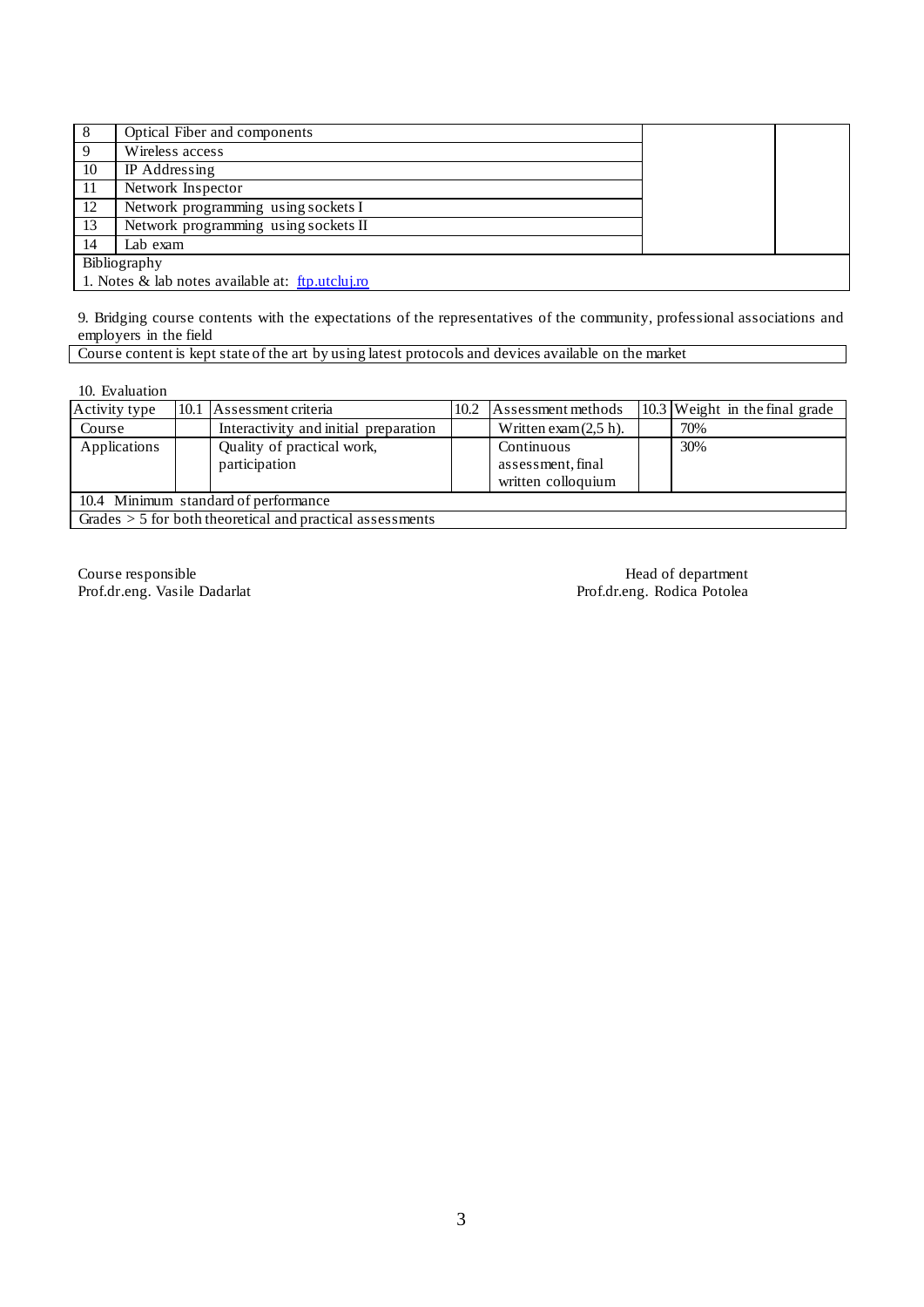| | | | |
|---|---|---|---|
| 8 | Optical Fiber and components | | |
| 9 | Wireless access | | |
| 10 | IP Addressing | | |
| 11 | Network Inspector | | |
| 12 | Network programming using sockets I | | |
| 13 | Network programming using sockets II | | |
| 14 | Lab exam | | |
| Bibliography | | | |
| 1. Notes & lab notes available at: [ftp.utcluj.ro](ftp.utcluj.ro) | | | |

9. Bridging course contents with the expectations of the representatives of the community, professional associations and employers in the field

| Course content is kept state of the art by using latest protocols and devices available on the market |
|---|

10. Evaluation

| Activity type | 10.1 Assessment criteria | 10.2 Assessment methods | 10.3 Weight in the final grade |
|---|---|---|---|
| Course | Interactivity and initial preparation | Written exam (2,5 h). | 70% |
| Applications | Quality of practical work, participation | Continuous assessment, final written colloquium | 30% |
| 10.4 Minimum standard of performance | | | |
| Grades > 5 for both theoretical and practical assessments | | | |

Course responsible
Prof.dr.eng. Vasile Dadarlat

Head of department
Prof.dr.eng. Rodica Potolea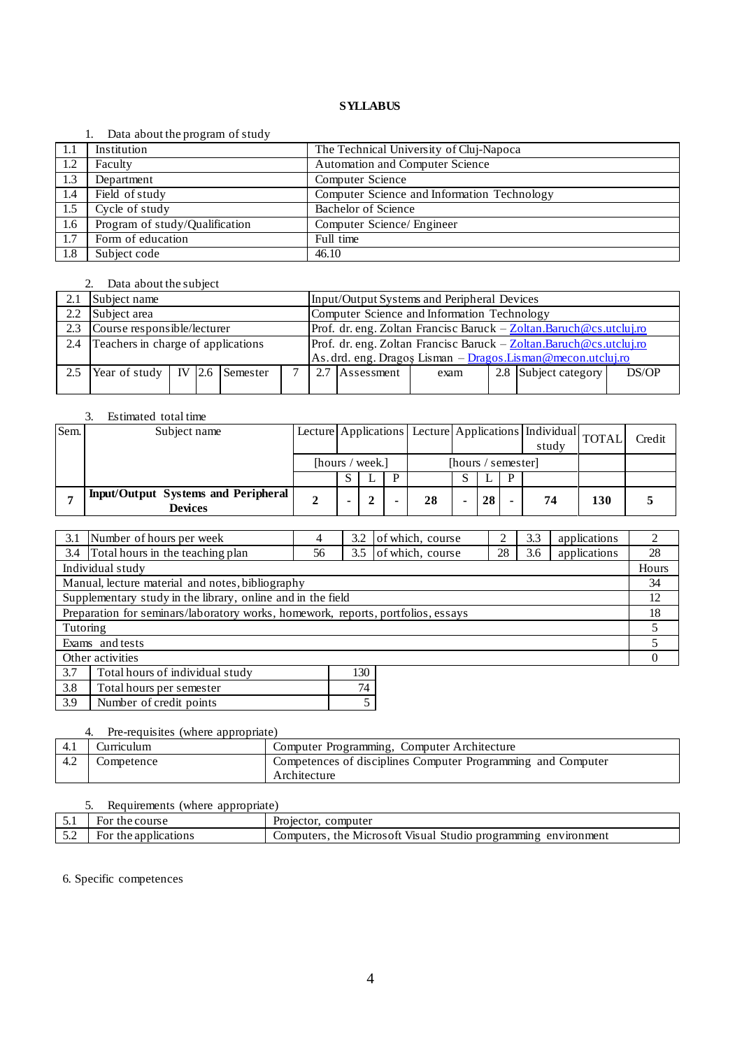**SYLLABUS**

1. Data about the program of study

| | | |
|---|---|---|
| 1.1 | Institution | The Technical University of Cluj-Napoca |
| 1.2 | Faculty | Automation and Computer Science |
| 1.3 | Department | Computer Science |
| 1.4 | Field of study | Computer Science and Information Technology |
| 1.5 | Cycle of study | Bachelor of Science |
| 1.6 | Program of study/Qualification | Computer Science/ Engineer |
| 1.7 | Form of education | Full time |
| 1.8 | Subject code | 46.10 |

2. Data about the subject

| | | | | | | | | | | | |
|---|---|---|---|---|---|---|---|---|---|---|---|
| 2.1 | Subject name | | | | | Input/Output Systems and Peripheral Devices | | | | | |
| 2.2 | Subject area | | | | | Computer Science and Information Technology | | | | | |
| 2.3 | Course responsible/lecturer | | | | | Prof. dr. eng. Zoltan Francisc Baruck – Zoltan.Baruch@cs.utcluj.ro | | | | | |
| 2.4 | Teachers in charge of applications | | | | | Prof. dr. eng. Zoltan Francisc Baruck – Zoltan.Baruch@cs.utcluj.ro<br>As. drd. eng. Dragoș Lisman – Dragos.Lisman@mecon.utcluj.ro | | | | | |
| 2.5 | Year of study | IV | 2.6 | Semester | 7 | 2.7 | Assessment | exam | 2.8 | Subject category | DS/OP |

3. Estimated total time

| Sem. | Subject name | Lecture | Applications | | | Lecture | Applications | | | Individual study | TOTAL | Credit |
|---|---|---|---|---|---|---|---|---|---|---|---|---|
| | | [hours / week.] | | | | [hours / semester] | | | | | | |
| | | | S | L | P | | S | L | P | | | |
| **7** | **Input/Output Systems and Peripheral Devices** | **2** | **-** | **2** | **-** | **28** | **-** | **28** | **-** | **74** | **130** | **5** |

| | | | | | | | | |
|---|---|---|---|---|---|---|---|---|
| 3.1 | Number of hours per week | 4 | 3.2 | of which, course | 2 | 3.3 | applications | 2 |
| 3.4 | Total hours in the teaching plan | 56 | 3.5 | of which, course | 28 | 3.6 | applications | 28 |

| Individual study | Hours |
|---|---|
| Manual, lecture material and notes, bibliography | 34 |
| Supplementary study in the library, online and in the field | 12 |
| Preparation for seminars/laboratory works, homework, reports, portfolios, essays | 18 |
| Tutoring | 5 |
| Exams and tests | 5 |
| Other activities | 0 |

| | | |
|---|---|---|
| 3.7 | Total hours of individual study | 130 |
| 3.8 | Total hours per semester | 74 |
| 3.9 | Number of credit points | 5 |

4. Pre-requisites (where appropriate)

| | | |
|---|---|---|
| 4.1 | Curriculum | Computer Programming, Computer Architecture |
| 4.2 | Competence | Competences of disciplines Computer Programming and Computer Architecture |

5. Requirements (where appropriate)

| | | |
|---|---|---|
| 5.1 | For the course | Projector, computer |
| 5.2 | For the applications | Computers, the Microsoft Visual Studio programming environment |

6. Specific competences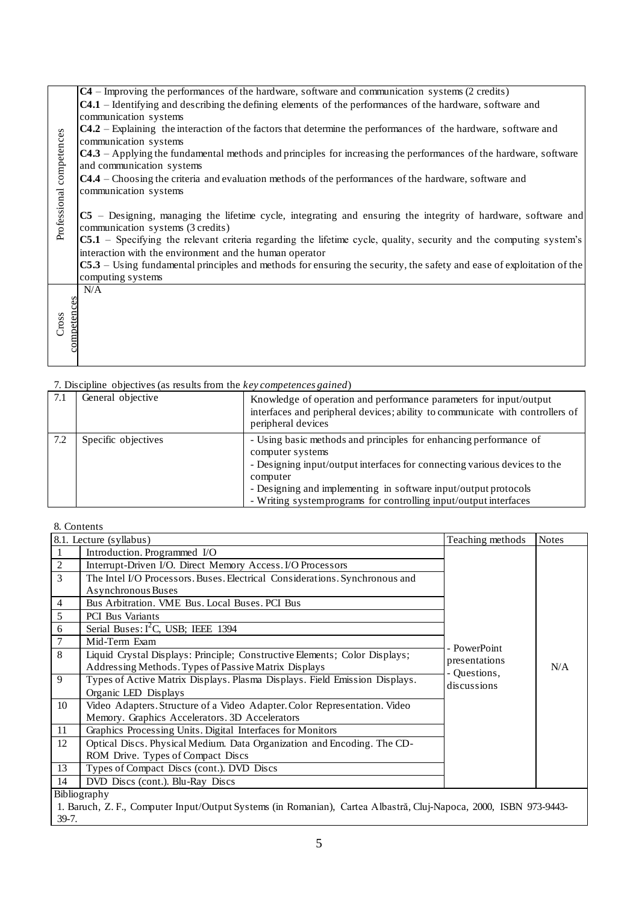| | |
|---|---|
| Professional competences | **C4** – Improving the performances of the hardware, software and communication systems (2 credits)<br>**C4.1** – Identifying and describing the defining elements of the performances of the hardware, software and communication systems<br>**C4.2** – Explaining the interaction of the factors that determine the performances of the hardware, software and communication systems<br>**C4.3** – Applying the fundamental methods and principles for increasing the performances of the hardware, software and communication systems<br>**C4.4** – Choosing the criteria and evaluation methods of the performances of the hardware, software and communication systems<br><br>**C5** – Designing, managing the lifetime cycle, integrating and ensuring the integrity of hardware, software and communication systems (3 credits)<br>**C5.1** – Specifying the relevant criteria regarding the lifetime cycle, quality, security and the computing system's interaction with the environment and the human operator<br>**C5.3** – Using fundamental principles and methods for ensuring the security, the safety and ease of exploitation of the computing systems |
| Cross competences | N/A |

7. Discipline objectives (as results from the *key competences gained*)

| | | |
|---|---|---|
| 7.1 | General objective | Knowledge of operation and performance parameters for input/output interfaces and peripheral devices; ability to communicate with controllers of peripheral devices |
| 7.2 | Specific objectives | - Using basic methods and principles for enhancing performance of computer systems<br>- Designing input/output interfaces for connecting various devices to the computer<br>- Designing and implementing in software input/output protocols<br>- Writing system programs for controlling input/output interfaces |

8. Contents

| 8.1. Lecture (syllabus) | | Teaching methods | Notes |
|---|---|---|---|
| 1 | Introduction. Programmed I/O | - PowerPoint presentations<br>- Questions, discussions | N/A |
| 2 | Interrupt-Driven I/O. Direct Memory Access. I/O Processors | | |
| 3 | The Intel I/O Processors. Buses. Electrical Considerations. Synchronous and Asynchronous Buses | | |
| 4 | Bus Arbitration. VME Bus. Local Buses. PCI Bus | | |
| 5 | PCI Bus Variants | | |
| 6 | Serial Buses: $I^2C$, USB; IEEE 1394 | | |
| 7 | Mid-Term Exam | | |
| 8 | Liquid Crystal Displays: Principle; Constructive Elements; Color Displays; Addressing Methods. Types of Passive Matrix Displays | | |
| 9 | Types of Active Matrix Displays. Plasma Displays. Field Emission Displays. Organic LED Displays | | |
| 10 | Video Adapters. Structure of a Video Adapter. Color Representation. Video Memory. Graphics Accelerators. 3D Accelerators | | |
| 11 | Graphics Processing Units. Digital Interfaces for Monitors | | |
| 12 | Optical Discs. Physical Medium. Data Organization and Encoding. The CD-ROM Drive. Types of Compact Discs | | |
| 13 | Types of Compact Discs (cont.). DVD Discs | | |
| 14 | DVD Discs (cont.). Blu-Ray Discs | | |

Bibliography

1. Baruch, Z. F., Computer Input/Output Systems (in Romanian), Cartea Albastră, Cluj-Napoca, 2000, ISBN 973-9443-39-7.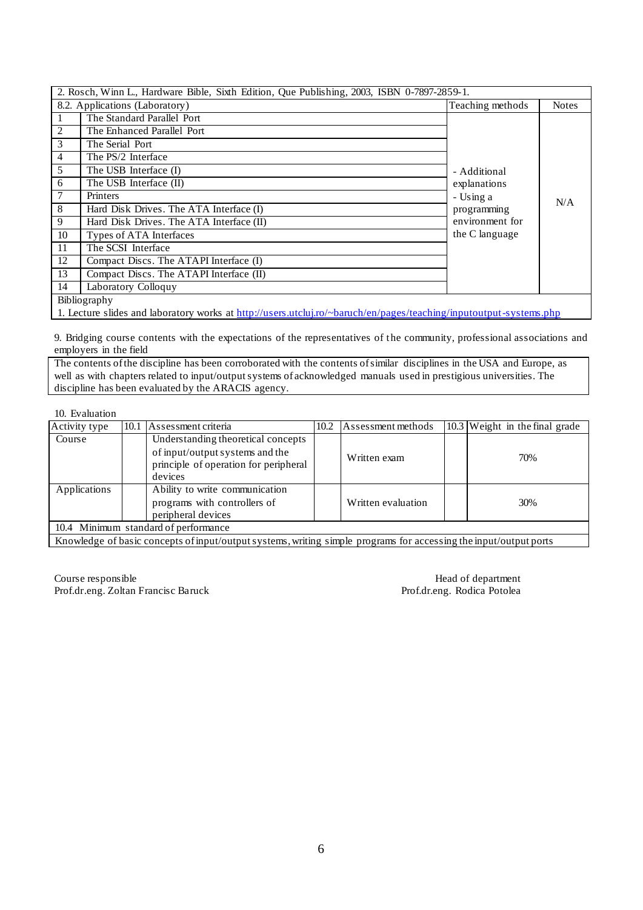| 2. Rosch, Winn L., Hardware Bible, Sixth Edition, Que Publishing, 2003, ISBN 0-7897-2859-1. | | | |
|---|---|---|---|
| 8.2. Applications (Laboratory) | | Teaching methods | Notes |
| 1 | The Standard Parallel Port | - Additional explanations<br>- Using a programming environment for the C language | N/A |
| 2 | The Enhanced Parallel Port | | |
| 3 | The Serial Port | | |
| 4 | The PS/2 Interface | | |
| 5 | The USB Interface (I) | | |
| 6 | The USB Interface (II) | | |
| 7 | Printers | | |
| 8 | Hard Disk Drives. The ATA Interface (I) | | |
| 9 | Hard Disk Drives. The ATA Interface (II) | | |
| 10 | Types of ATA Interfaces | | |
| 11 | The SCSI Interface | | |
| 12 | Compact Discs. The ATAPI Interface (I) | | |
| 13 | Compact Discs. The ATAPI Interface (II) | | |
| 14 | Laboratory Colloquy | | |
| Bibliography<br>1. Lecture slides and laboratory works at [http://users.utcluj.ro/~baruch/en/pages/teaching/inputoutput-systems.php](http://users.utcluj.ro/~baruch/en/pages/teaching/inputoutput-systems.php) | | | |

9. Bridging course contents with the expectations of the representatives of the community, professional associations and employers in the field

| The contents of the discipline has been corroborated with the contents of similar disciplines in the USA and Europe, as well as with chapters related to input/output systems of acknowledged manuals used in prestigious universities. The discipline has been evaluated by the ARACIS agency. |
|---|

10. Evaluation

| Activity type | 10.1 Assessment criteria | 10.2 Assessment methods | 10.3 Weight in the final grade |
|---|---|---|---|
| Course | Understanding theoretical concepts of input/output systems and the principle of operation for peripheral devices | Written exam | 70% |
| Applications | Ability to write communication programs with controllers of peripheral devices | Written evaluation | 30% |
| 10.4 Minimum standard of performance | | | |
| Knowledge of basic concepts of input/output systems, writing simple programs for accessing the input/output ports | | | |

Course responsible
Prof.dr.eng. Zoltan Francisc Baruck

Head of department
Prof.dr.eng. Rodica Potolea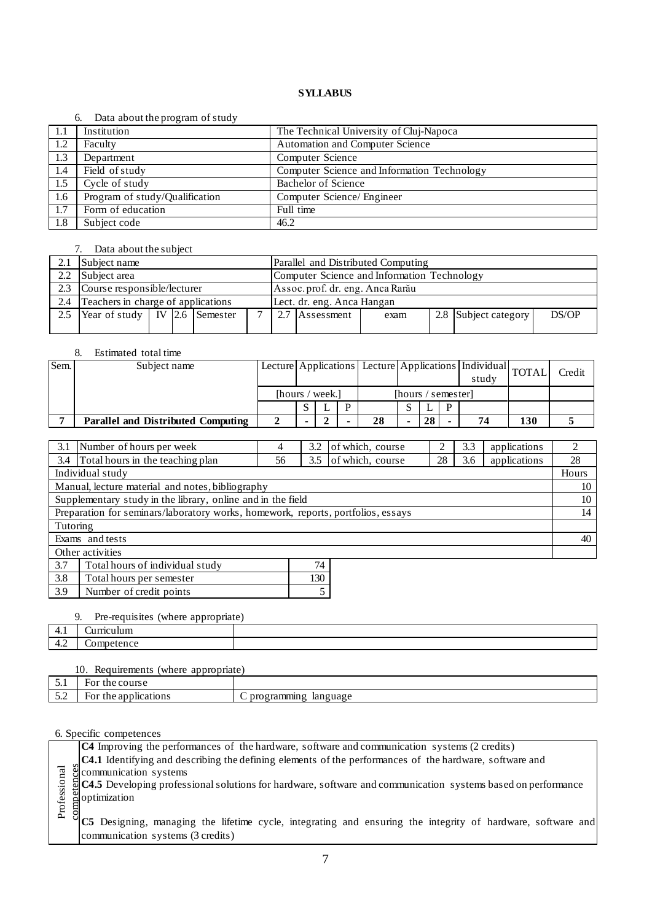# SYLLABUS

6. Data about the program of study

| | | |
|---|---|---|
| 1.1 | Institution | The Technical University of Cluj-Napoca |
| 1.2 | Faculty | Automation and Computer Science |
| 1.3 | Department | Computer Science |
| 1.4 | Field of study | Computer Science and Information Technology |
| 1.5 | Cycle of study | Bachelor of Science |
| 1.6 | Program of study/Qualification | Computer Science/ Engineer |
| 1.7 | Form of education | Full time |
| 1.8 | Subject code | 46.2 |

7. Data about the subject

| | | | | | | | | | | | | |
|---|---|---|---|---|---|---|---|---|---|---|---|---|
| 2.1 | Subject name | | | | | Parallel and Distributed Computing | | | | | | |
| 2.2 | Subject area | | | | | Computer Science and Information Technology | | | | | | |
| 2.3 | Course responsible/lecturer | | | | | Assoc. prof. dr. eng. Anca Rarău | | | | | | |
| 2.4 | Teachers in charge of applications | | | | | Lect. dr. eng. Anca Hangan | | | | | | |
| 2.5 | Year of study | IV | 2.6 | Semester | 7 | 2.7 | Assessment | exam | 2.8 | Subject category | DS/OP | |

8. Estimated total time

| Sem. | Subject name | Lecture | Applications | | | Lecture | Applications | | | Individual study | TOTAL | Credit |
|---|---|---|---|---|---|---|---|---|---|---|---|---|
| | | [hours / week.] | | | | [hours / semester] | | | | | | |
| | | | S | L | P | | S | L | P | | | |
| 7 | **Parallel and Distributed Computing** | **2** | **-** | **2** | **-** | **28** | **-** | **28** | **-** | **74** | **130** | **5** |

| | | | | | | | | |
|---|---|---|---|---|---|---|---|---|
| 3.1 | Number of hours per week | 4 | 3.2 | of which, course | 2 | 3.3 | applications | 2 |
| 3.4 | Total hours in the teaching plan | 56 | 3.5 | of which, course | 28 | 3.6 | applications | 28 |

| Individual study | Hours |
|---|---|
| Manual, lecture material and notes, bibliography | 10 |
| Supplementary study in the library, online and in the field | 10 |
| Preparation for seminars/laboratory works, homework, reports, portfolios, essays | 14 |
| Tutoring | |
| Exams and tests | 40 |
| Other activities | |

| | | |
|---|---|---|
| 3.7 | Total hours of individual study | 74 |
| 3.8 | Total hours per semester | 130 |
| 3.9 | Number of credit points | 5 |

9. Pre-requisites (where appropriate)

| | | |
|---|---|---|
| 4.1 | Curriculum | |
| 4.2 | Competence | |

10. Requirements (where appropriate)

| | | |
|---|---|---|
| 5.1 | For the course | |
| 5.2 | For the applications | C programming language |

6. Specific competences

| | |
|---|---|
| Professional competences | **C4** Improving the performances of the hardware, software and communication systems (2 credits)<br>**C4.1** Identifying and describing the defining elements of the performances of the hardware, software and communication systems<br>**C4.5** Developing professional solutions for hardware, software and communication systems based on performance optimization<br><br>**C5** Designing, managing the lifetime cycle, integrating and ensuring the integrity of hardware, software and communication systems (3 credits) |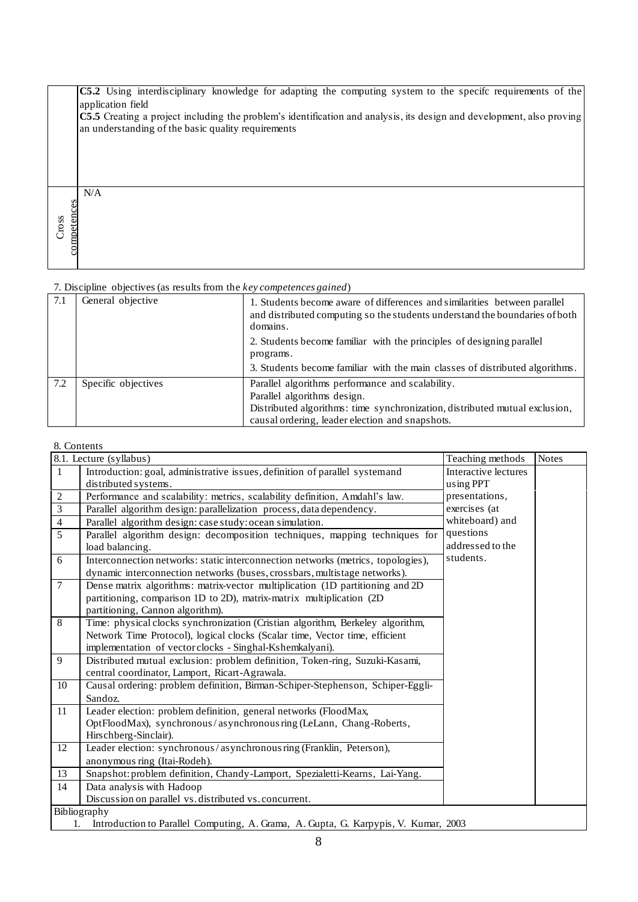| | |
|---|---|
| | **C5.2** Using interdisciplinary knowledge for adapting the computing system to the specifc requirements of the application field<br>**C5.5** Creating a project including the problem's identification and analysis, its design and development, also proving an understanding of the basic quality requirements |
| Cross competences | N/A |

7. Discipline objectives (as results from the *key competences gained*)

| | | |
|---|---|---|
| 7.1 | General objective | 1. Students become aware of differences and similarities between parallel and distributed computing so the students understand the boundaries of both domains.<br>2. Students become familiar with the principles of designing parallel programs.<br>3. Students become familiar with the main classes of distributed algorithms. |
| 7.2 | Specific objectives | Parallel algorithms performance and scalability.<br>Parallel algorithms design.<br>Distributed algorithms: time synchronization, distributed mutual exclusion, causal ordering, leader election and snapshots. |

8. Contents

| 8.1. Lecture (syllabus) | | Teaching methods | Notes |
|---|---|---|---|
| 1 | Introduction: goal, administrative issues, definition of parallel system and distributed systems. | Interactive lectures using PPT presentations, exercises (at whiteboard) and questions addressed to the students. | |
| 2 | Performance and scalability: metrics, scalability definition, Amdahl's law. | | |
| 3 | Parallel algorithm design: parallelization process, data dependency. | | |
| 4 | Parallel algorithm design: case study: ocean simulation. | | |
| 5 | Parallel algorithm design: decomposition techniques, mapping techniques for load balancing. | | |
| 6 | Interconnection networks: static interconnection networks (metrics, topologies), dynamic interconnection networks (buses, crossbars, multistage networks). | | |
| 7 | Dense matrix algorithms: matrix-vector multiplication (1D partitioning and 2D partitioning, comparison 1D to 2D), matrix-matrix multiplication (2D partitioning, Cannon algorithm). | | |
| 8 | Time: physical clocks synchronization (Cristian algorithm, Berkeley algorithm, Network Time Protocol), logical clocks (Scalar time, Vector time, efficient implementation of vector clocks - Singhal-Kshemkalyani). | | |
| 9 | Distributed mutual exclusion: problem definition, Token-ring, Suzuki-Kasami, central coordinator, Lamport, Ricart-Agrawala. | | |
| 10 | Causal ordering: problem definition, Birman-Schiper-Stephenson, Schiper-Eggli-Sandoz. | | |
| 11 | Leader election: problem definition, general networks (FloodMax, OptFloodMax), synchronous / asynchronous ring (LeLann, Chang-Roberts, Hirschberg-Sinclair). | | |
| 12 | Leader election: synchronous / asynchronous ring (Franklin, Peterson), anonymous ring (Itai-Rodeh). | | |
| 13 | Snapshot: problem definition, Chandy-Lamport, Spezialetti-Kearns, Lai-Yang. | | |
| 14 | Data analysis with Hadoop<br>Discussion on parallel vs. distributed vs. concurrent. | | |

Bibliography

1. Introduction to Parallel Computing, A. Grama, A. Gupta, G. Karpypis, V. Kumar, 2003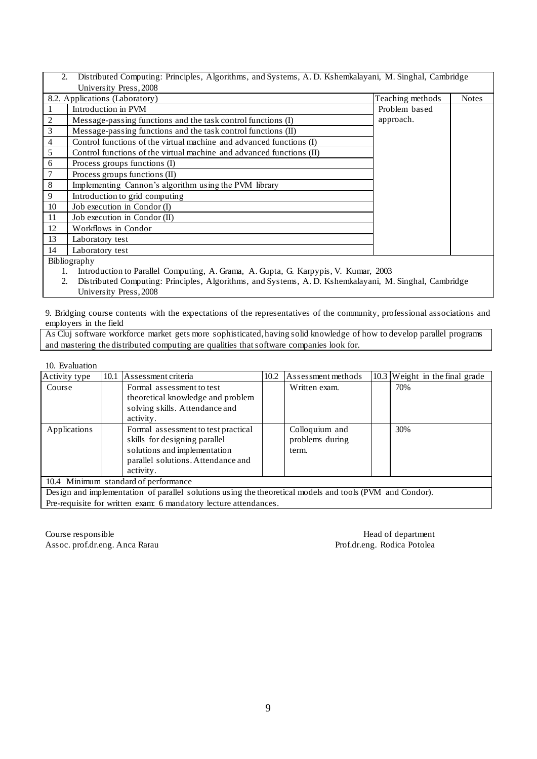2. Distributed Computing: Principles, Algorithms, and Systems, A. D. Kshemkalayani, M. Singhal, Cambridge University Press, 2008

| 8.2. Applications (Laboratory) | | Teaching methods | Notes |
|---|---|---|---|
| 1 | Introduction in PVM | Problem based approach. | |
| 2 | Message-passing functions and the task control functions (I) | | |
| 3 | Message-passing functions and the task control functions (II) | | |
| 4 | Control functions of the virtual machine and advanced functions (I) | | |
| 5 | Control functions of the virtual machine and advanced functions (II) | | |
| 6 | Process groups functions (I) | | |
| 7 | Process groups functions (II) | | |
| 8 | Implementing Cannon's algorithm using the PVM library | | |
| 9 | Introduction to grid computing | | |
| 10 | Job execution in Condor (I) | | |
| 11 | Job execution in Condor (II) | | |
| 12 | Workflows in Condor | | |
| 13 | Laboratory test | | |
| 14 | Laboratory test | | |

Bibliography

1. Introduction to Parallel Computing, A. Grama, A. Gupta, G. Karpypis, V. Kumar, 2003
2. Distributed Computing: Principles, Algorithms, and Systems, A. D. Kshemkalayani, M. Singhal, Cambridge University Press, 2008

9. Bridging course contents with the expectations of the representatives of the community, professional associations and employers in the field

As Cluj software workforce market gets more sophisticated, having solid knowledge of how to develop parallel programs and mastering the distributed computing are qualities that software companies look for.

10. Evaluation

| Activity type | 10.1 Assessment criteria | 10.2 Assessment methods | 10.3 Weight in the final grade |
|---|---|---|---|
| Course | Formal assessment to test theoretical knowledge and problem solving skills. Attendance and activity. | Written exam. | 70% |
| Applications | Formal assessment to test practical skills for designing parallel solutions and implementation parallel solutions. Attendance and activity. | Colloquium and problems during term. | 30% |

10.4 Minimum standard of performance

Design and implementation of parallel solutions using the theoretical models and tools (PVM and Condor).
Pre-requisite for written exam: 6 mandatory lecture attendances.

Course responsible
Assoc. prof.dr.eng. Anca Rarau

Head of department
Prof.dr.eng. Rodica Potolea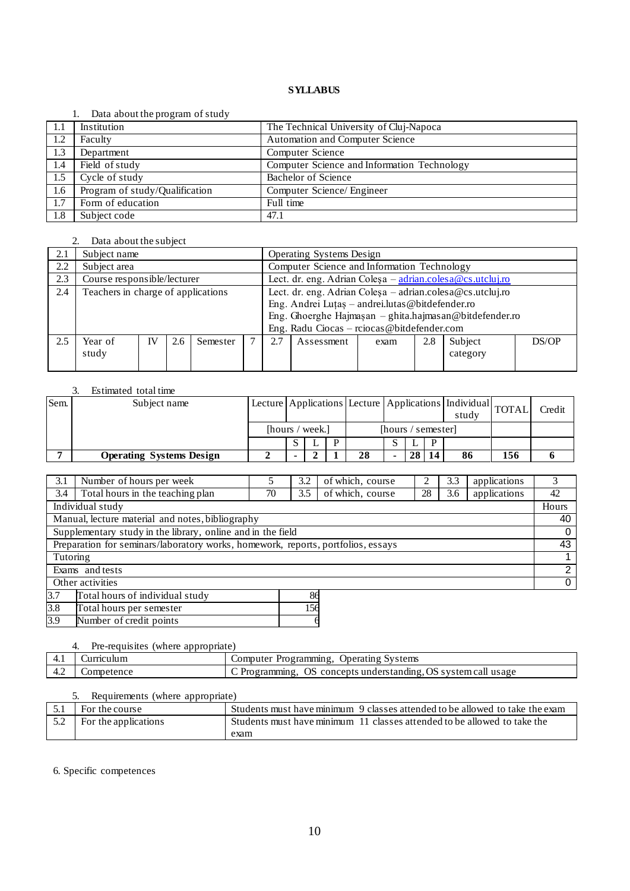**SYLLABUS**

1. Data about the program of study

| | | |
|---|---|---|
| 1.1 | Institution | The Technical University of Cluj-Napoca |
| 1.2 | Faculty | Automation and Computer Science |
| 1.3 | Department | Computer Science |
| 1.4 | Field of study | Computer Science and Information Technology |
| 1.5 | Cycle of study | Bachelor of Science |
| 1.6 | Program of study/Qualification | Computer Science/ Engineer |
| 1.7 | Form of education | Full time |
| 1.8 | Subject code | 47.1 |

2. Data about the subject

| | | | | | | | | | | | |
|---|---|---|---|---|---|---|---|---|---|---|---|
| 2.1 | Subject name | | | | | Operating Systems Design | | | | | |
| 2.2 | Subject area | | | | | Computer Science and Information Technology | | | | | |
| 2.3 | Course responsible/lecturer | | | | | Lect. dr. eng. Adrian Coleșa – adrian.colesa@cs.utcluj.ro | | | | | |
| 2.4 | Teachers in charge of applications | | | | | Lect. dr. eng. Adrian Coleșa – adrian.colesa@cs.utcluj.ro<br>Eng. Andrei Luțaș – andrei.lutas@bitdefender.ro<br>Eng. Gheorghe Hajmașan – ghita.hajmasan@bitdefender.ro<br>Eng. Radu Ciocas – rciocas@bitdefender.com | | | | | |
| 2.5 | Year of study | IV | 2.6 | Semester | 7 | 2.7 | Assessment | exam | 2.8 | Subject category | DS/OP |

3. Estimated total time

| Sem. | Subject name | Lecture | Applications | | | Lecture | Applications | | | Individual study | TOTAL | Credit |
|---|---|---|---|---|---|---|---|---|---|---|---|---|
| | | [hours / week.] | | | | [hours / semester] | | | | | | |
| | | | S | L | P | | S | L | P | | | |
| **7** | **Operating Systems Design** | **2** | **-** | **2** | **1** | **28** | **-** | **28** | **14** | **86** | **156** | **6** |

| | | | | | | | | |
|---|---|---|---|---|---|---|---|---|
| 3.1 | Number of hours per week | 5 | 3.2 | of which, course | 2 | 3.3 | applications | 3 |
| 3.4 | Total hours in the teaching plan | 70 | 3.5 | of which, course | 28 | 3.6 | applications | 42 |

| Individual study | Hours |
|---|---|
| Manual, lecture material and notes, bibliography | 40 |
| Supplementary study in the library, online and in the field | 0 |
| Preparation for seminars/laboratory works, homework, reports, portfolios, essays | 43 |
| Tutoring | 1 |
| Exams and tests | 2 |
| Other activities | 0 |

| | | |
|---|---|---|
| 3.7 | Total hours of individual study | 86 |
| 3.8 | Total hours per semester | 156 |
| 3.9 | Number of credit points | 6 |

4. Pre-requisites (where appropriate)

| | | |
|---|---|---|
| 4.1 | Curriculum | Computer Programming, Operating Systems |
| 4.2 | Competence | C Programming, OS concepts understanding, OS system call usage |

5. Requirements (where appropriate)

| | | |
|---|---|---|
| 5.1 | For the course | Students must have minimum 9 classes attended to be allowed to take the exam |
| 5.2 | For the applications | Students must have minimum 11 classes attended to be allowed to take the exam |

6. Specific competences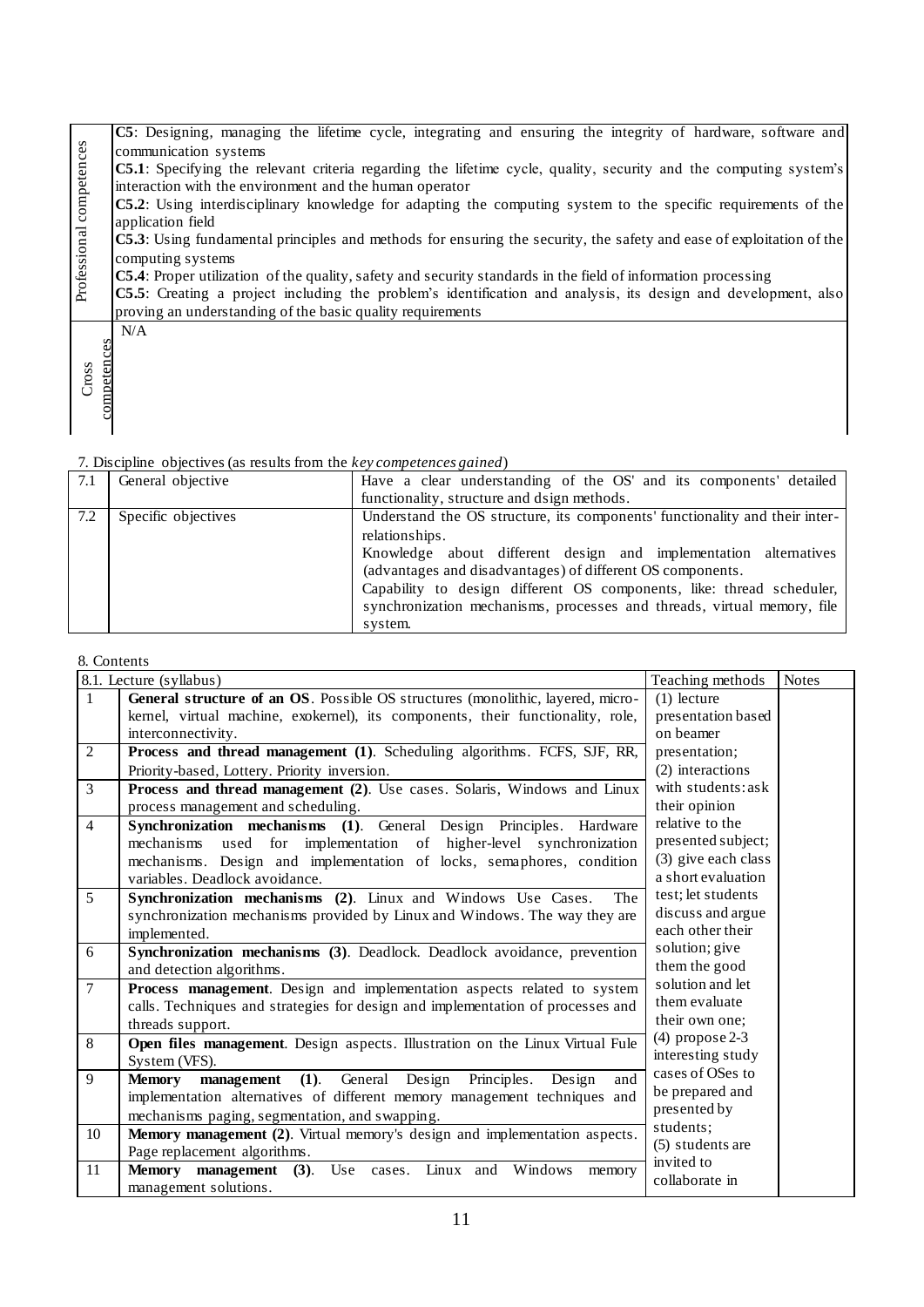| | |
|---|---|
| Professional competences | **C5**: Designing, managing the lifetime cycle, integrating and ensuring the integrity of hardware, software and communication systems<br>**C5.1**: Specifying the relevant criteria regarding the lifetime cycle, quality, security and the computing system's interaction with the environment and the human operator<br>**C5.2**: Using interdisciplinary knowledge for adapting the computing system to the specific requirements of the application field<br>**C5.3**: Using fundamental principles and methods for ensuring the security, the safety and ease of exploitation of the computing systems<br>**C5.4**: Proper utilization of the quality, safety and security standards in the field of information processing<br>**C5.5**: Creating a project including the problem's identification and analysis, its design and development, also proving an understanding of the basic quality requirements |
| Cross competences | N/A |

7. Discipline objectives (as results from the *key competences gained*)

| | | |
|---|---|---|
| 7.1 | General objective | Have a clear understanding of the OS' and its components' detailed functionality, structure and dsign methods. |
| 7.2 | Specific objectives | Understand the OS structure, its components' functionality and their inter-relationships.<br>Knowledge about different design and implementation alternatives (advantages and disadvantages) of different OS components.<br>Capability to design different OS components, like: thread scheduler, synchronization mechanisms, processes and threads, virtual memory, file system. |

8. Contents

| 8.1. Lecture (syllabus) | | Teaching methods | Notes |
|---|---|---|---|
| 1 | **General structure of an OS**. Possible OS structures (monolithic, layered, micro-kernel, virtual machine, exokernel), its components, their functionality, role, interconnectivity. | (1) lecture presentation based on beamer presentation;<br>(2) interactions with students: ask their opinion relative to the presented subject;<br>(3) give each class a short evaluation test; let students discuss and argue each other their solution; give them the good solution and let them evaluate their own one;<br>(4) propose 2-3 interesting study cases of OSes to be prepared and presented by students;<br>(5) students are invited to collaborate in | |
| 2 | **Process and thread management (1)**. Scheduling algorithms. FCFS, SJF, RR, Priority-based, Lottery. Priority inversion. | | |
| 3 | **Process and thread management (2)**. Use cases. Solaris, Windows and Linux process management and scheduling. | | |
| 4 | **Synchronization mechanisms (1)**. General Design Principles. Hardware mechanisms used for implementation of higher-level synchronization mechanisms. Design and implementation of locks, semaphores, condition variables. Deadlock avoidance. | | |
| 5 | **Synchronization mechanisms (2)**. Linux and Windows Use Cases. The synchronization mechanisms provided by Linux and Windows. The way they are implemented. | | |
| 6 | **Synchronization mechanisms (3)**. Deadlock. Deadlock avoidance, prevention and detection algorithms. | | |
| 7 | **Process management**. Design and implementation aspects related to system calls. Techniques and strategies for design and implementation of processes and threads support. | | |
| 8 | **Open files management**. Design aspects. Illustration on the Linux Virtual Fule System (VFS). | | |
| 9 | **Memory management (1)**. General Design Principles. Design and implementation alternatives of different memory management techniques and mechanisms paging, segmentation, and swapping. | | |
| 10 | **Memory management (2)**. Virtual memory's design and implementation aspects. Page replacement algorithms. | | |
| 11 | **Memory management (3)**. Use cases. Linux and Windows memory management solutions. | | |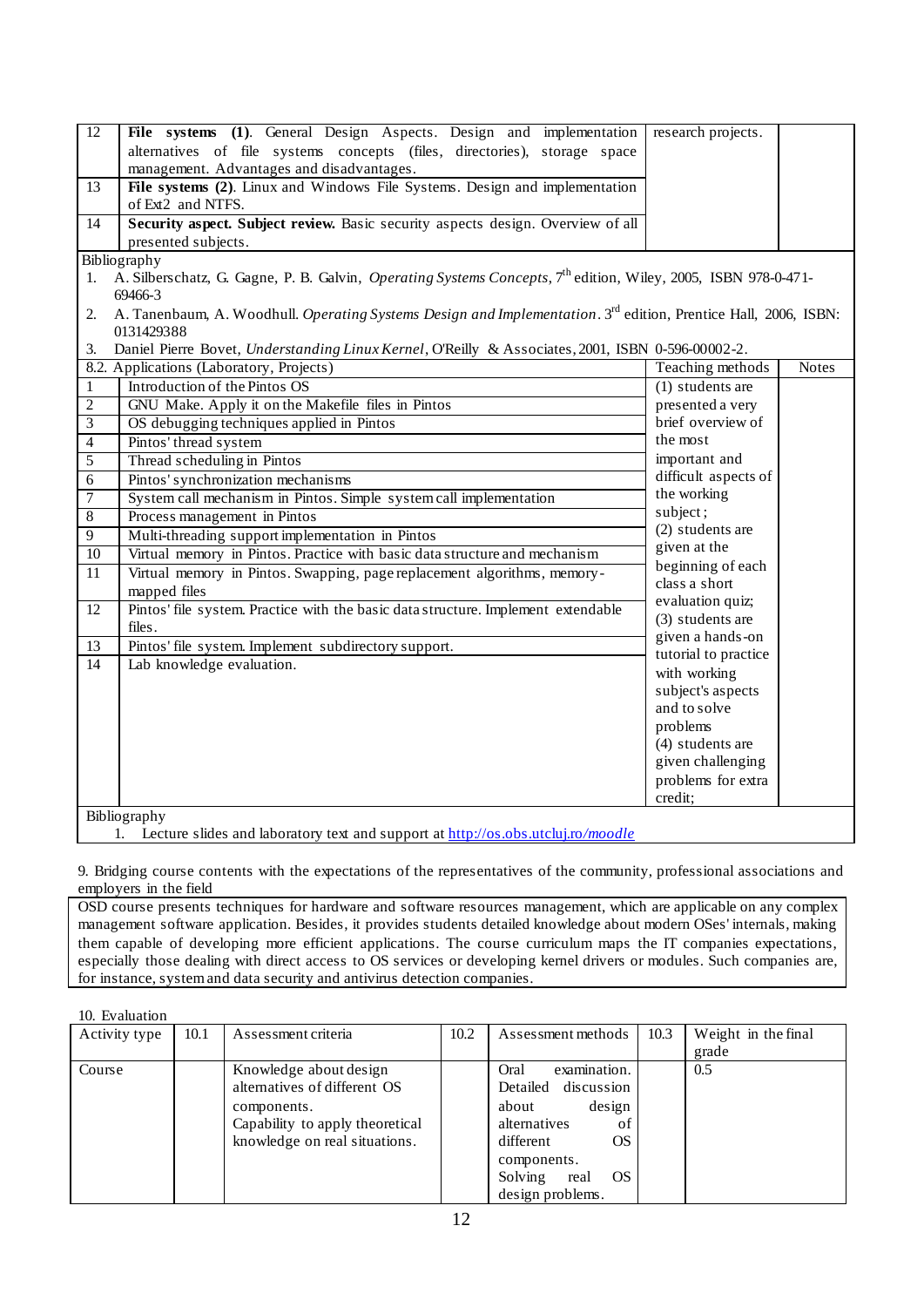| | | | |
|---|---|---|---|
| 12 | **File systems (1)**. General Design Aspects. Design and implementation alternatives of file systems concepts (files, directories), storage space management. Advantages and disadvantages. | research projects. | |
| 13 | **File systems (2)**. Linux and Windows File Systems. Design and implementation of Ext2 and NTFS. | | |
| 14 | **Security aspect. Subject review.** Basic security aspects design. Overview of all presented subjects. | | |

Bibliography

1. A. Silberschatz, G. Gagne, P. B. Galvin, *Operating Systems Concepts*, 7th edition, Wiley, 2005, ISBN 978-0-471-69466-3
2. A. Tanenbaum, A. Woodhull. *Operating Systems Design and Implementation*. 3rd edition, Prentice Hall, 2006, ISBN: 0131429388
3. Daniel Pierre Bovet, *Understanding Linux Kernel*, O'Reilly & Associates, 2001, ISBN 0-596-00002-2.

| 8.2. Applications (Laboratory, Projects) | | Teaching methods | Notes |
|---|---|---|---|
| 1 | Introduction of the Pintos OS | (1) students are presented a very brief overview of the most important and difficult aspects of the working subject; (2) students are given at the beginning of each class a short evaluation quiz; (3) students are given a hands-on tutorial to practice with working subject's aspects and to solve problems (4) students are given challenging problems for extra credit; | |
| 2 | GNU Make. Apply it on the Makefile files in Pintos | | |
| 3 | OS debugging techniques applied in Pintos | | |
| 4 | Pintos' thread system | | |
| 5 | Thread scheduling in Pintos | | |
| 6 | Pintos' synchronization mechanisms | | |
| 7 | System call mechanism in Pintos. Simple system call implementation | | |
| 8 | Process management in Pintos | | |
| 9 | Multi-threading support implementation in Pintos | | |
| 10 | Virtual memory in Pintos. Practice with basic data structure and mechanism | | |
| 11 | Virtual memory in Pintos. Swapping, page replacement algorithms, memory-mapped files | | |
| 12 | Pintos' file system. Practice with the basic data structure. Implement extendable files. | | |
| 13 | Pintos' file system. Implement subdirectory support. | | |
| 14 | Lab knowledge evaluation. | | |

Bibliography

1. Lecture slides and laboratory text and support at http://os.obs.utcluj.ro/moodle

9. Bridging course contents with the expectations of the representatives of the community, professional associations and employers in the field

OSD course presents techniques for hardware and software resources management, which are applicable on any complex management software application. Besides, it provides students detailed knowledge about modern OSes' internals, making them capable of developing more efficient applications. The course curriculum maps the IT companies expectations, especially those dealing with direct access to OS services or developing kernel drivers or modules. Such companies are, for instance, system and data security and antivirus detection companies.

10. Evaluation

| Activity type | 10.1 Assessment criteria | 10.2 Assessment methods | 10.3 Weight in the final grade |
|---|---|---|---|
| Course | Knowledge about design alternatives of different OS components. Capability to apply theoretical knowledge on real situations. | Oral examination. Detailed discussion about design alternatives of different OS components. Solving real OS design problems. | 0.5 |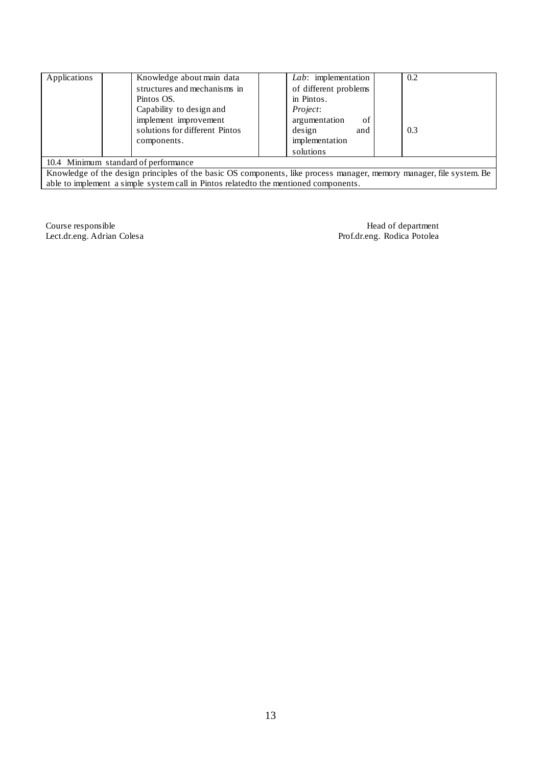| | | | | | | |
|---|---|---|---|---|---|---|
| Applications | | Knowledge about main data structures and mechanisms in Pintos OS. Capability to design and implement improvement solutions for different Pintos components. | | *Lab*: implementation of different problems in Pintos. *Project*: argumentation of design and implementation solutions | | 0.2<br><br>0.3 |
| 10.4 Minimum standard of performance | | | | | | |
| Knowledge of the design principles of the basic OS components, like process manager, memory manager, file system. Be able to implement a simple system call in Pintos relatedto the mentioned components. | | | | | | |

Course responsible
Lect.dr.eng. Adrian Colesa

Head of department
Prof.dr.eng. Rodica Potolea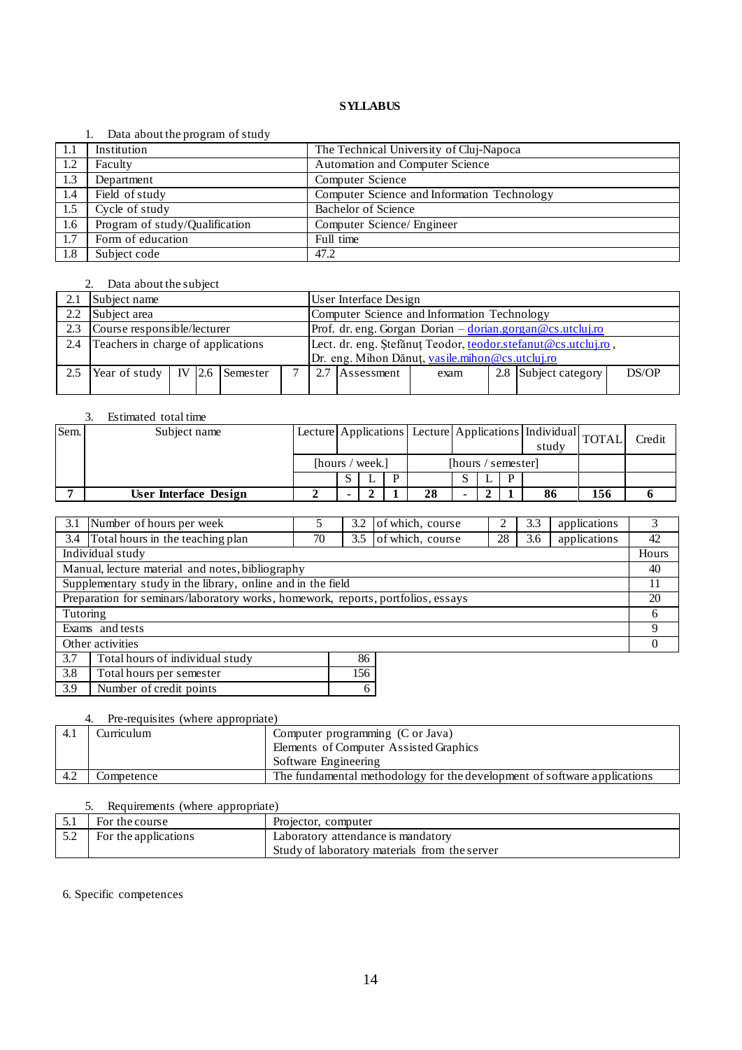**SYLLABUS**

1. Data about the program of study

| | | |
|---|---|---|
| 1.1 | Institution | The Technical University of Cluj-Napoca |
| 1.2 | Faculty | Automation and Computer Science |
| 1.3 | Department | Computer Science |
| 1.4 | Field of study | Computer Science and Information Technology |
| 1.5 | Cycle of study | Bachelor of Science |
| 1.6 | Program of study/Qualification | Computer Science/ Engineer |
| 1.7 | Form of education | Full time |
| 1.8 | Subject code | 47.2 |

2. Data about the subject

| | | | | | | | | | | | |
|---|---|---|---|---|---|---|---|---|---|---|---|
| 2.1 | Subject name | | | | | User Interface Design | | | | | |
| 2.2 | Subject area | | | | | Computer Science and Information Technology | | | | | |
| 2.3 | Course responsible/lecturer | | | | | Prof. dr. eng. Gorgan Dorian – dorian.gorgan@cs.utcluj.ro | | | | | |
| 2.4 | Teachers in charge of applications | | | | | Lect. dr. eng. Ştefănuţ Teodor, teodor.stefanut@cs.utcluj.ro , Dr. eng. Mihon Dănuţ, vasile.mihon@cs.utcluj.ro | | | | | |
| 2.5 | Year of study | IV | 2.6 | Semester | 7 | 2.7 | Assessment | exam | 2.8 | Subject category | DS/OP |

3. Estimated total time

| Sem. | Subject name | Lecture | Applications | | | Lecture | Applications | | | Individual study | TOTAL | Credit |
|---|---|---|---|---|---|---|---|---|---|---|---|---|
| | | [hours / week.] | | | | [hours / semester] | | | | | | |
| | | | S | L | P | | S | L | P | | | |
| **7** | **User Interface Design** | **2** | **-** | **2** | **1** | **28** | **-** | **2** | **1** | **86** | **156** | **6** |

| | | | | | | | |
|---|---|---|---|---|---|---|---|
| 3.1 | Number of hours per week | 5 | 3.2 | of which, course | 2 | 3.3 | applications 3 |
| 3.4 | Total hours in the teaching plan | 70 | 3.5 | of which, course | 28 | 3.6 | applications 42 |

| Individual study | Hours |
|---|---|
| Manual, lecture material and notes, bibliography | 40 |
| Supplementary study in the library, online and in the field | 11 |
| Preparation for seminars/laboratory works, homework, reports, portfolios, essays | 20 |
| Tutoring | 6 |
| Exams and tests | 9 |
| Other activities | 0 |

| | | |
|---|---|---|
| 3.7 | Total hours of individual study | 86 |
| 3.8 | Total hours per semester | 156 |
| 3.9 | Number of credit points | 6 |

4. Pre-requisites (where appropriate)

| | | |
|---|---|---|
| 4.1 | Curriculum | Computer programming (C or Java)<br>Elements of Computer Assisted Graphics<br>Software Engineering |
| 4.2 | Competence | The fundamental methodology for the development of software applications |

5. Requirements (where appropriate)

| | | |
|---|---|---|
| 5.1 | For the course | Projector, computer |
| 5.2 | For the applications | Laboratory attendance is mandatory<br>Study of laboratory materials from the server |

6. Specific competences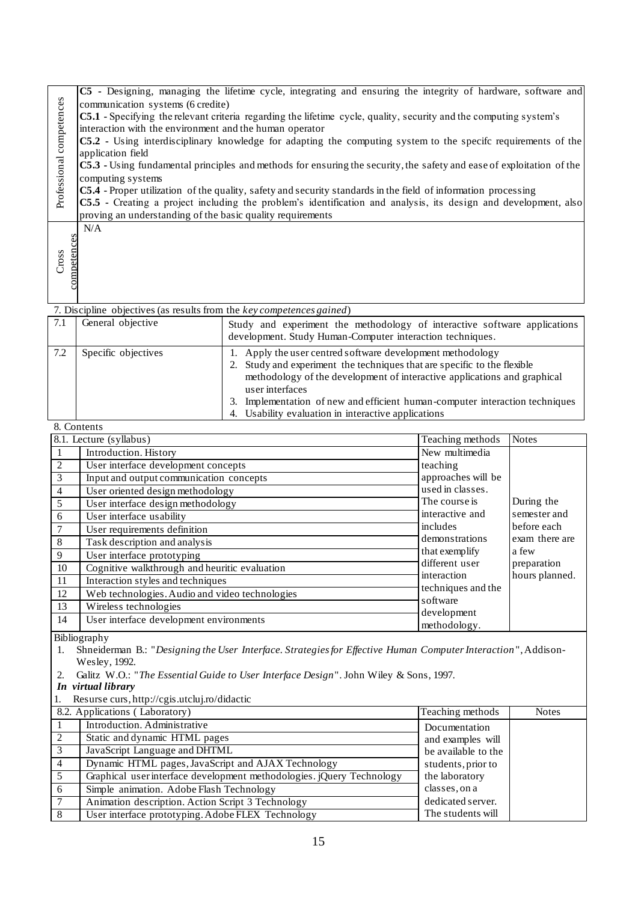| | |
|---|---|
| Professional competences | **C5** - Designing, managing the lifetime cycle, integrating and ensuring the integrity of hardware, software and communication systems (6 credite)<br>**C5.1** - Specifying the relevant criteria regarding the lifetime cycle, quality, security and the computing system's interaction with the environment and the human operator<br>**C5.2** - Using interdisciplinary knowledge for adapting the computing system to the specifc requirements of the application field<br>**C5.3** - Using fundamental principles and methods for ensuring the security, the safety and ease of exploitation of the computing systems<br>**C5.4** - Proper utilization of the quality, safety and security standards in the field of information processing<br>**C5.5** - Creating a project including the problem's identification and analysis, its design and development, also proving an understanding of the basic quality requirements |
| Cross competences | N/A |

7. Discipline objectives (as results from the *key competences gained*)

| | | |
|---|---|---|
| 7.1 | General objective | Study and experiment the methodology of interactive software applications development. Study Human-Computer interaction techniques. |
| 7.2 | Specific objectives | 1. Apply the user centred software development methodology<br>2. Study and experiment the techniques that are specific to the flexible methodology of the development of interactive applications and graphical user interfaces<br>3. Implementation of new and efficient human-computer interaction techniques<br>4. Usability evaluation in interactive applications |

8. Contents

| 8.1. Lecture (syllabus) | | Teaching methods | Notes |
|---|---|---|---|
| 1 | Introduction. History | New multimedia teaching approaches will be used in classes. The course is interactive and includes demonstrations that exemplify different user interaction techniques and the software development methodology. | During the semester and before each exam there are a few preparation hours planned. |
| 2 | User interface development concepts | | |
| 3 | Input and output communication concepts | | |
| 4 | User oriented design methodology | | |
| 5 | User interface design methodology | | |
| 6 | User interface usability | | |
| 7 | User requirements definition | | |
| 8 | Task description and analysis | | |
| 9 | User interface prototyping | | |
| 10 | Cognitive walkthrough and heuritic evaluation | | |
| 11 | Interaction styles and techniques | | |
| 12 | Web technologies. Audio and video technologies | | |
| 13 | Wireless technologies | | |
| 14 | User interface development environments | | |

Bibliography

1. Shneiderman B.: "*Designing the User Interface. Strategies for Effective Human Computer Interaction*", Addison-Wesley, 1992.
2. Galitz W.O.: "*The Essential Guide to User Interface Design*". John Wiley & Sons, 1997.

***In virtual library***

1. Resurse curs, http://cgis.utcluj.ro/didactic

| 8.2. Applications ( Laboratory) | | Teaching methods | Notes |
|---|---|---|---|
| 1 | Introduction. Administrative | Documentation and examples will be available to the students, prior to the laboratory classes, on a dedicated server. The students will | |
| 2 | Static and dynamic HTML pages | | |
| 3 | JavaScript Language and DHTML | | |
| 4 | Dynamic HTML pages, JavaScript and AJAX Technology | | |
| 5 | Graphical user interface development methodologies. jQuery Technology | | |
| 6 | Simple animation. Adobe Flash Technology | | |
| 7 | Animation description. Action Script 3 Technology | | |
| 8 | User interface prototyping. Adobe FLEX Technology | | |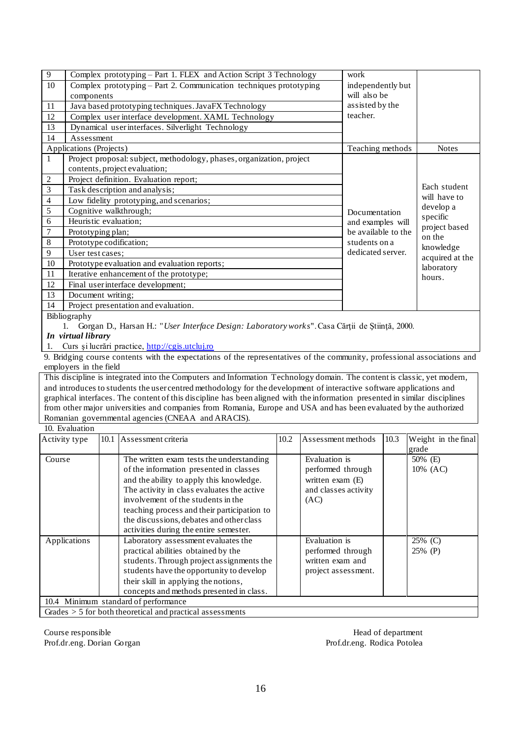| | | Teaching methods | Notes |
|---|---|---|---|
| 9 | Complex prototyping – Part 1. FLEX and Action Script 3 Technology | work independently but will also be assisted by the teacher. | |
| 10 | Complex prototyping – Part 2. Communication techniques prototyping components | | |
| 11 | Java based prototyping techniques. JavaFX Technology | | |
| 12 | Complex user interface development. XAML Technology | | |
| 13 | Dynamical user interfaces. Silverlight Technology | | |
| 14 | Assessment | | |

| Applications (Projects) | | Teaching methods | Notes |
|---|---|---|---|
| 1 | Project proposal: subject, methodology, phases, organization, project contents, project evaluation; | Documentation and examples will be available to the students on a dedicated server. | Each student will have to develop a specific project based on the knowledge acquired at the laboratory hours. |
| 2 | Project definition. Evaluation report; | | |
| 3 | Task description and analysis; | | |
| 4 | Low fidelity prototyping, and scenarios; | | |
| 5 | Cognitive walkthrough; | | |
| 6 | Heuristic evaluation; | | |
| 7 | Prototyping plan; | | |
| 8 | Prototype codification; | | |
| 9 | User test cases; | | |
| 10 | Prototype evaluation and evaluation reports; | | |
| 11 | Iterative enhancement of the prototype; | | |
| 12 | Final user interface development; | | |
| 13 | Document writing; | | |
| 14 | Project presentation and evaluation. | | |

Bibliography

1. Gorgan D., Harsan H.: "*User Interface Design: Laboratory works*". Casa Cărţii de Ştiinţă, 2000.

***In virtual library***

1. Curs şi lucrări practice, [http://cgis.utcluj.ro](http://cgis.utcluj.ro)

9. Bridging course contents with the expectations of the representatives of the community, professional associations and employers in the field

This discipline is integrated into the Computers and Information Technology domain. The content is classic, yet modern, and introduces to students the user centred methodology for the development of interactive software applications and graphical interfaces. The content of this discipline has been aligned with the information presented in similar disciplines from other major universities and companies from Romania, Europe and USA and has been evaluated by the authorized Romanian governmental agencies (CNEAA and ARACIS).

10. Evaluation

| Activity type | 10.1 Assessment criteria | 10.2 Assessment methods | 10.3 Weight in the final grade |
|---|---|---|---|
| Course | The written exam tests the understanding of the information presented in classes and the ability to apply this knowledge. The activity in class evaluates the active involvement of the students in the teaching process and their participation to the discussions, debates and other class activities during the entire semester. | Evaluation is performed through written exam (E) and classes activity (AC) | 50% (E)<br>10% (AC) |
| Applications | Laboratory assessment evaluates the practical abilities obtained by the students. Through project assignments the students have the opportunity to develop their skill in applying the notions, concepts and methods presented in class. | Evaluation is performed through written exam and project assessment. | 25% (C)<br>25% (P) |
| 10.4 Minimum standard of performance | | | |
| Grades > 5 for both theoretical and practical assessments | | | |

Course responsible
Prof.dr.eng. Dorian Gorgan

Head of department
Prof.dr.eng. Rodica Potolea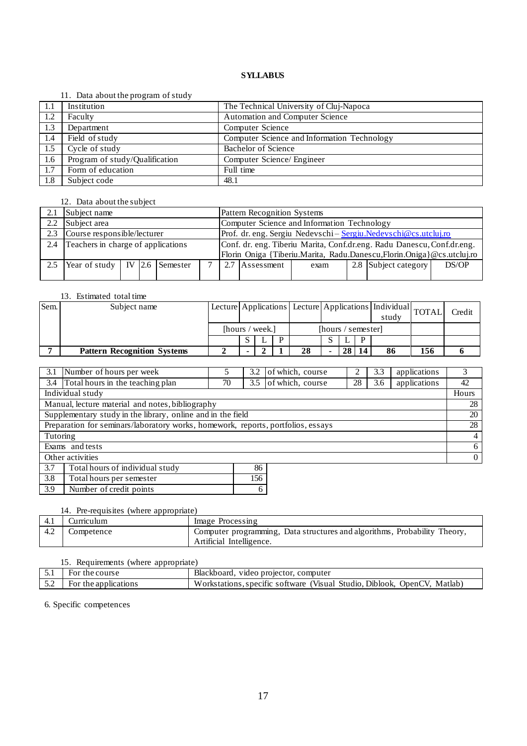**SYLLABUS**

11. Data about the program of study

| | | |
|---|---|---|
| 1.1 | Institution | The Technical University of Cluj-Napoca |
| 1.2 | Faculty | Automation and Computer Science |
| 1.3 | Department | Computer Science |
| 1.4 | Field of study | Computer Science and Information Technology |
| 1.5 | Cycle of study | Bachelor of Science |
| 1.6 | Program of study/Qualification | Computer Science/ Engineer |
| 1.7 | Form of education | Full time |
| 1.8 | Subject code | 48.1 |

12. Data about the subject

| | | | | | | | | | | | | | |
|---|---|---|---|---|---|---|---|---|---|---|---|---|---|
| 2.1 | Subject name | | | | | Pattern Recognition Systems | | | | | | | |
| 2.2 | Subject area | | | | | Computer Science and Information Technology | | | | | | | |
| 2.3 | Course responsible/lecturer | | | | | Prof. dr. eng. Sergiu Nedevschi – Sergiu.Nedevschi@cs.utcluj.ro | | | | | | | |
| 2.4 | Teachers in charge of applications | | | | | Conf. dr. eng. Tiberiu Marita, Conf.dr.eng. Radu Danescu, Conf.dr.eng. Florin Oniga {Tiberiu.Marita, Radu.Danescu,Florin.Oniga}@cs.utcluj.ro | | | | | | | |
| 2.5 | Year of study | IV | 2.6 | Semester | 7 | 2.7 | Assessment | exam | 2.8 | Subject category | DS/OP | | |

13. Estimated total time

| Sem. | Subject name | Lecture | Applications | | | Lecture | Applications | | | Individual study | TOTAL | Credit |
|---|---|---|---|---|---|---|---|---|---|---|---|---|
| | | [hours / week.] | | | | [hours / semester] | | | | | | |
| | | | S | L | P | | S | L | P | | | |
| **7** | **Pattern Recognition Systems** | **2** | **-** | **2** | **1** | **28** | **-** | **28** | **14** | **86** | **156** | **6** |

| | | | | | | | | |
|---|---|---|---|---|---|---|---|---|
| 3.1 | Number of hours per week | 5 | 3.2 | of which, course | 2 | 3.3 | applications | 3 |
| 3.4 | Total hours in the teaching plan | 70 | 3.5 | of which, course | 28 | 3.6 | applications | 42 |

| Individual study | Hours |
|---|---|
| Manual, lecture material and notes, bibliography | 28 |
| Supplementary study in the library, online and in the field | 20 |
| Preparation for seminars/laboratory works, homework, reports, portfolios, essays | 28 |
| Tutoring | 4 |
| Exams and tests | 6 |
| Other activities | 0 |

| | | |
|---|---|---|
| 3.7 | Total hours of individual study | 86 |
| 3.8 | Total hours per semester | 156 |
| 3.9 | Number of credit points | 6 |

14. Pre-requisites (where appropriate)

| | | |
|---|---|---|
| 4.1 | Curriculum | Image Processing |
| 4.2 | Competence | Computer programming, Data structures and algorithms, Probability Theory, Artificial Intelligence. |

15. Requirements (where appropriate)

| | | |
|---|---|---|
| 5.1 | For the course | Blackboard, video projector, computer |
| 5.2 | For the applications | Workstations, specific software (Visual Studio, Diblook, OpenCV, Matlab) |

6. Specific competences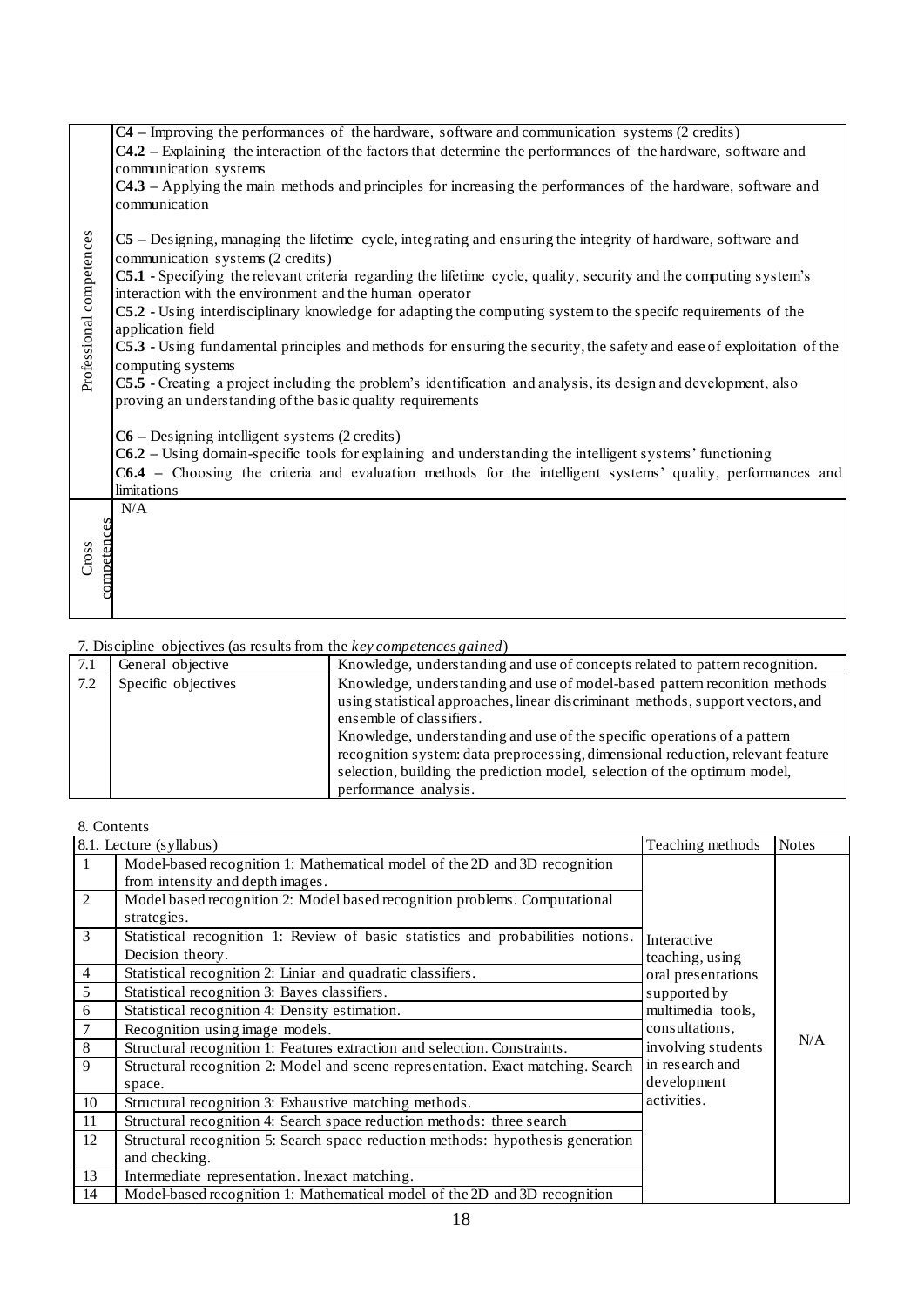| | |
|---|---|
| Professional competences | **C4** – Improving the performances of the hardware, software and communication systems (2 credits)<br>**C4.2** – Explaining the interaction of the factors that determine the performances of the hardware, software and communication systems<br>**C4.3** – Applying the main methods and principles for increasing the performances of the hardware, software and communication<br><br>**C5** – Designing, managing the lifetime cycle, integrating and ensuring the integrity of hardware, software and communication systems (2 credits)<br>**C5.1** - Specifying the relevant criteria regarding the lifetime cycle, quality, security and the computing system's interaction with the environment and the human operator<br>**C5.2** - Using interdisciplinary knowledge for adapting the computing system to the specifc requirements of the application field<br>**C5.3** - Using fundamental principles and methods for ensuring the security, the safety and ease of exploitation of the computing systems<br>**C5.5** - Creating a project including the problem's identification and analysis, its design and development, also proving an understanding of the basic quality requirements<br><br>**C6** – Designing intelligent systems (2 credits)<br>**C6.2** – Using domain-specific tools for explaining and understanding the intelligent systems' functioning<br>**C6.4** – Choosing the criteria and evaluation methods for the intelligent systems' quality, performances and limitations |
| Cross competences | N/A |

7. Discipline objectives (as results from the *key competences gained*)

| | | |
|---|---|---|
| 7.1 | General objective | Knowledge, understanding and use of concepts related to pattern recognition. |
| 7.2 | Specific objectives | Knowledge, understanding and use of model-based pattern reconition methods using statistical approaches, linear discriminant methods, support vectors, and ensemble of classifiers.<br>Knowledge, understanding and use of the specific operations of a pattern recognition system: data preprocessing, dimensional reduction, relevant feature selection, building the prediction model, selection of the optimum model, performance analysis. |

8. Contents

| 8.1. Lecture (syllabus) | | Teaching methods | Notes |
|---|---|---|---|
| 1 | Model-based recognition 1: Mathematical model of the 2D and 3D recognition from intensity and depth images. | Interactive teaching, using oral presentations supported by multimedia tools, consultations, involving students in research and development activities. | N/A |
| 2 | Model based recognition 2: Model based recognition problems. Computational strategies. | | |
| 3 | Statistical recognition 1: Review of basic statistics and probabilities notions. Decision theory. | | |
| 4 | Statistical recognition 2: Liniar and quadratic classifiers. | | |
| 5 | Statistical recognition 3: Bayes classifiers. | | |
| 6 | Statistical recognition 4: Density estimation. | | |
| 7 | Recognition using image models. | | |
| 8 | Structural recognition 1: Features extraction and selection. Constraints. | | |
| 9 | Structural recognition 2: Model and scene representation. Exact matching. Search space. | | |
| 10 | Structural recognition 3: Exhaustive matching methods. | | |
| 11 | Structural recognition 4: Search space reduction methods: three search | | |
| 12 | Structural recognition 5: Search space reduction methods: hypothesis generation and checking. | | |
| 13 | Intermediate representation. Inexact matching. | | |
| 14 | Model-based recognition 1: Mathematical model of the 2D and 3D recognition | | |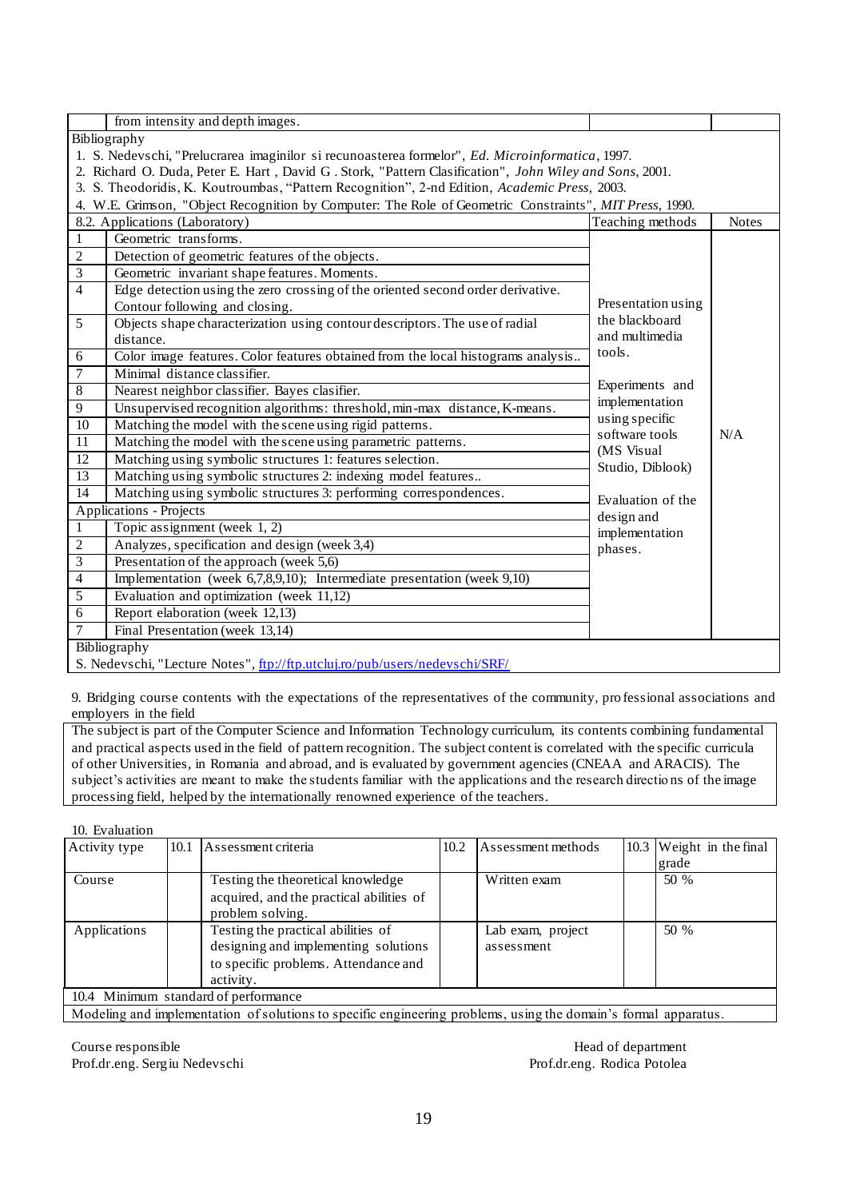| | from intensity and depth images. | | |
|---|---|---|---|

Bibliography

1. S. Nedevschi, "Prelucrarea imaginilor si recunoasterea formelor", *Ed. Microinformatica*, 1997.
2. Richard O. Duda, Peter E. Hart , David G . Stork, "Pattern Clasification", *John Wiley and Sons*, 2001.
3. S. Theodoridis, K. Koutroumbas, "Pattern Recognition", 2-nd Edition, *Academic Press*, 2003.
4. W.E. Grimson, "Object Recognition by Computer: The Role of Geometric Constraints", *MIT Press*, 1990.

| | 8.2. Applications (Laboratory) | Teaching methods | Notes |
|---|---|---|---|
| 1 | Geometric transforms. | Presentation using the blackboard and multimedia tools. Experiments and implementation using specific software tools (MS Visual Studio, Diblook) Evaluation of the design and implementation phases. | N/A |
| 2 | Detection of geometric features of the objects. | | |
| 3 | Geometric invariant shape features. Moments. | | |
| 4 | Edge detection using the zero crossing of the oriented second order derivative. Contour following and closing. | | |
| 5 | Objects shape characterization using contour descriptors. The use of radial distance. | | |
| 6 | Color image features. Color features obtained from the local histograms analysis.. | | |
| 7 | Minimal distance classifier. | | |
| 8 | Nearest neighbor classifier. Bayes clasifier. | | |
| 9 | Unsupervised recognition algorithms: threshold, min-max distance, K-means. | | |
| 10 | Matching the model with the scene using rigid patterns. | | |
| 11 | Matching the model with the scene using parametric patterns. | | |
| 12 | Matching using symbolic structures 1: features selection. | | |
| 13 | Matching using symbolic structures 2: indexing model features.. | | |
| 14 | Matching using symbolic structures 3: performing correspondences. | | |
| | Applications - Projects | | |
| 1 | Topic assignment (week 1, 2) | | |
| 2 | Analyzes, specification and design (week 3,4) | | |
| 3 | Presentation of the approach (week 5,6) | | |
| 4 | Implementation (week 6,7,8,9,10); Intermediate presentation (week 9,10) | | |
| 5 | Evaluation and optimization (week 11,12) | | |
| 6 | Report elaboration (week 12,13) | | |
| 7 | Final Presentation (week 13,14) | | |

Bibliography

S. Nedevschi, "Lecture Notes", ftp://ftp.utcluj.ro/pub/users/nedevschi/SRF/

9. Bridging course contents with the expectations of the representatives of the community, professional associations and employers in the field

The subject is part of the Computer Science and Information Technology curriculum, its contents combining fundamental and practical aspects used in the field of pattern recognition. The subject content is correlated with the specific curricula of other Universities, in Romania and abroad, and is evaluated by government agencies (CNEAA and ARACIS). The subject's activities are meant to make the students familiar with the applications and the research directions of the image processing field, helped by the internationally renowned experience of the teachers.

10. Evaluation

| Activity type | 10.1 Assessment criteria | 10.2 Assessment methods | 10.3 Weight in the final grade |
|---|---|---|---|
| Course | Testing the theoretical knowledge acquired, and the practical abilities of problem solving. | Written exam | 50 % |
| Applications | Testing the practical abilities of designing and implementing solutions to specific problems. Attendance and activity. | Lab exam, project assessment | 50 % |
| 10.4 Minimum standard of performance | | | |
| Modeling and implementation of solutions to specific engineering problems, using the domain's formal apparatus. | | | |

Course responsible
Prof.dr.eng. Sergiu Nedevschi

Head of department
Prof.dr.eng. Rodica Potolea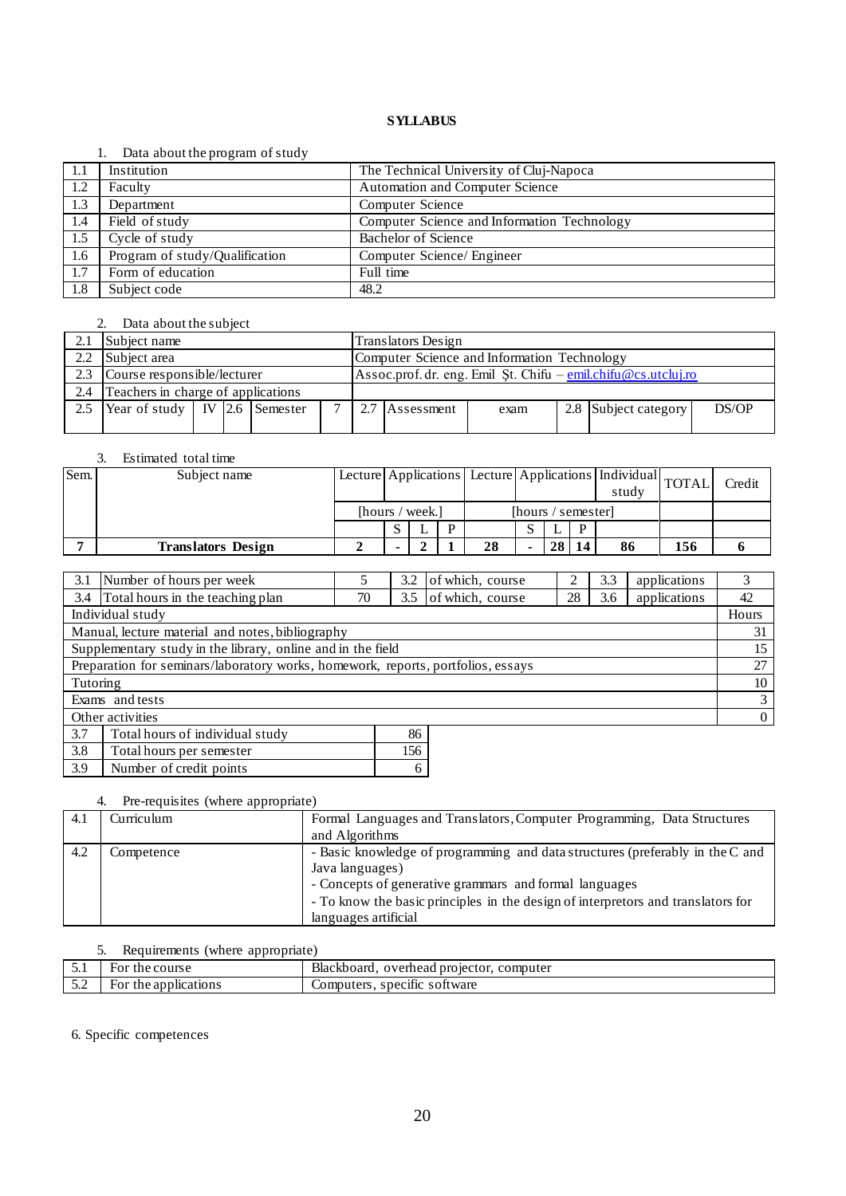**SYLLABUS**

1. Data about the program of study

| | | |
|---|---|---|
| 1.1 | Institution | The Technical University of Cluj-Napoca |
| 1.2 | Faculty | Automation and Computer Science |
| 1.3 | Department | Computer Science |
| 1.4 | Field of study | Computer Science and Information Technology |
| 1.5 | Cycle of study | Bachelor of Science |
| 1.6 | Program of study/Qualification | Computer Science/ Engineer |
| 1.7 | Form of education | Full time |
| 1.8 | Subject code | 48.2 |

2. Data about the subject

| | | | | | | | | | | | |
|---|---|---|---|---|---|---|---|---|---|---|---|
| 2.1 | Subject name | | | | | Translators Design | | | | | |
| 2.2 | Subject area | | | | | Computer Science and Information Technology | | | | | |
| 2.3 | Course responsible/lecturer | | | | | Assoc.prof. dr. eng. Emil Șt. Chifu – emil.chifu@cs.utcluj.ro | | | | | |
| 2.4 | Teachers in charge of applications | | | | | | | | | | |
| 2.5 | Year of study | IV | 2.6 | Semester | 7 | 2.7 | Assessment | exam | 2.8 | Subject category | DS/OP |

3. Estimated total time

| Sem. | Subject name | Lecture | Applications | | | Lecture | Applications | | | Individual study | TOTAL | Credit |
|---|---|---|---|---|---|---|---|---|---|---|---|---|
| | | [hours / week.] | | | | [hours / semester] | | | | | | |
| | | | S | L | P | | S | L | P | | | |
| 7 | **Translators Design** | **2** | **-** | **2** | **1** | **28** | **-** | **28** | **14** | **86** | **156** | **6** |

| | | | | | | | | |
|---|---|---|---|---|---|---|---|---|
| 3.1 | Number of hours per week | 5 | 3.2 | of which, course | 2 | 3.3 | applications | 3 |
| 3.4 | Total hours in the teaching plan | 70 | 3.5 | of which, course | 28 | 3.6 | applications | 42 |

| Individual study | Hours |
|---|---|
| Manual, lecture material and notes, bibliography | 31 |
| Supplementary study in the library, online and in the field | 15 |
| Preparation for seminars/laboratory works, homework, reports, portfolios, essays | 27 |
| Tutoring | 10 |
| Exams and tests | 3 |
| Other activities | 0 |

| | | |
|---|---|---|
| 3.7 | Total hours of individual study | 86 |
| 3.8 | Total hours per semester | 156 |
| 3.9 | Number of credit points | 6 |

4. Pre-requisites (where appropriate)

| | | |
|---|---|---|
| 4.1 | Curriculum | Formal Languages and Translators, Computer Programming, Data Structures and Algorithms |
| 4.2 | Competence | - Basic knowledge of programming and data structures (preferably in the C and Java languages)<br>- Concepts of generative grammars and formal languages<br>- To know the basic principles in the design of interpretors and translators for languages artificial |

5. Requirements (where appropriate)

| | | |
|---|---|---|
| 5.1 | For the course | Blackboard, overhead projector, computer |
| 5.2 | For the applications | Computers, specific software |

6. Specific competences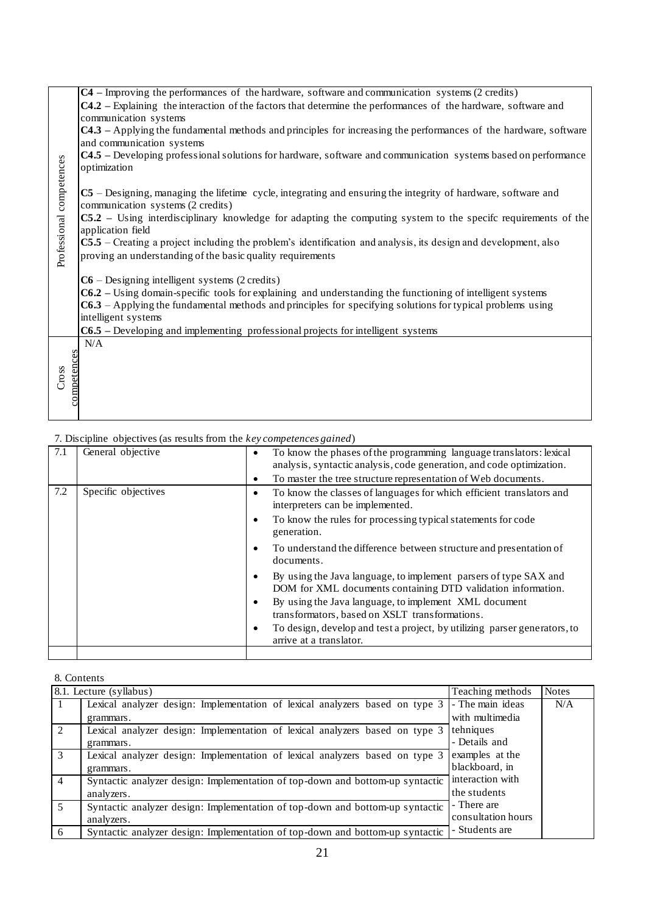| | |
|---|---|
| Professional competences | **C4 –** Improving the performances of the hardware, software and communication systems (2 credits)<br>**C4.2 –** Explaining the interaction of the factors that determine the performances of the hardware, software and communication systems<br>**C4.3 –** Applying the fundamental methods and principles for increasing the performances of the hardware, software and communication systems<br>**C4.5 –** Developing professional solutions for hardware, software and communication systems based on performance optimization<br><br>**C5** – Designing, managing the lifetime cycle, integrating and ensuring the integrity of hardware, software and communication systems (2 credits)<br>**C5.2 –** Using interdisciplinary knowledge for adapting the computing system to the specifc requirements of the application field<br>**C5.5** – Creating a project including the problem's identification and analysis, its design and development, also proving an understanding of the basic quality requirements<br><br>**C6** – Designing intelligent systems (2 credits)<br>**C6.2 –** Using domain-specific tools for explaining and understanding the functioning of intelligent systems<br>**C6.3** – Applying the fundamental methods and principles for specifying solutions for typical problems using intelligent systems<br>**C6.5 –** Developing and implementing professional projects for intelligent systems |
| Cross competences | N/A |

7. Discipline objectives (as results from the *key competences gained*)

| | | |
|---|---|---|
| 7.1 | General objective | • To know the phases of the programming language translators: lexical analysis, syntactic analysis, code generation, and code optimization.<br>• To master the tree structure representation of Web documents. |
| 7.2 | Specific objectives | • To know the classes of languages for which efficient translators and interpreters can be implemented.<br>• To know the rules for processing typical statements for code generation.<br>• To understand the difference between structure and presentation of documents.<br>• By using the Java language, to implement parsers of type SAX and DOM for XML documents containing DTD validation information.<br>• By using the Java language, to implement XML document transformators, based on XSLT transformations.<br>• To design, develop and test a project, by utilizing parser generators, to arrive at a translator. |
| | | |

8. Contents

| 8.1. Lecture (syllabus) | | Teaching methods | Notes |
|---|---|---|---|
| 1 | Lexical analyzer design: Implementation of lexical analyzers based on type 3 grammars. | - The main ideas with multimedia tehniques<br>- Details and examples at the blackboard, in interaction with the students<br>- There are consultation hours<br>- Students are | N/A |
| 2 | Lexical analyzer design: Implementation of lexical analyzers based on type 3 grammars. | | |
| 3 | Lexical analyzer design: Implementation of lexical analyzers based on type 3 grammars. | | |
| 4 | Syntactic analyzer design: Implementation of top-down and bottom-up syntactic analyzers. | | |
| 5 | Syntactic analyzer design: Implementation of top-down and bottom-up syntactic analyzers. | | |
| 6 | Syntactic analyzer design: Implementation of top-down and bottom-up syntactic | | |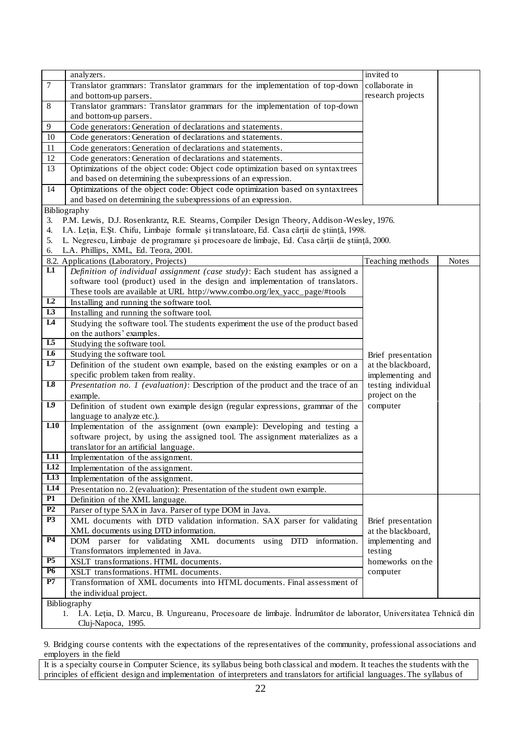| | | | |
|---|---|---|---|
| | analyzers. | invited to collaborate in research projects | |
| 7 | Translator grammars: Translator grammars for the implementation of top-down and bottom-up parsers. | | |
| 8 | Translator grammars: Translator grammars for the implementation of top-down and bottom-up parsers. | | |
| 9 | Code generators: Generation of declarations and statements. | | |
| 10 | Code generators: Generation of declarations and statements. | | |
| 11 | Code generators: Generation of declarations and statements. | | |
| 12 | Code generators: Generation of declarations and statements. | | |
| 13 | Optimizations of the object code: Object code optimization based on syntax trees and based on determining the subexpressions of an expression. | | |
| 14 | Optimizations of the object code: Object code optimization based on syntax trees and based on determining the subexpressions of an expression. | | |

Bibliography

3. P.M. Lewis, D.J. Rosenkrantz, R.E. Stearns, Compiler Design Theory, Addison-Wesley, 1976.
4. I.A. Leţia, E.Şt. Chifu, Limbaje formale şi translatoare, Ed. Casa cărţii de ştiinţă, 1998.
5. L. Negrescu, Limbaje de programare şi procesoare de limbaje, Ed. Casa cărţii de ştiinţă, 2000.
6. L.A. Phillips, XML, Ed. Teora, 2001.

| 8.2. Applications (Laboratory, Projects) | | Teaching methods | Notes |
|---|---|---|---|
| L1 | *Definition of individual assignment (case study)*: Each student has assigned a software tool (product) used in the design and implementation of translators. These tools are available at URL http://www.combo.org/lex_yacc_page/#tools | Brief presentation at the blackboard, implementing and testing individual project on the computer | |
| L2 | Installing and running the software tool. | | |
| L3 | Installing and running the software tool. | | |
| L4 | Studying the software tool. The students experiment the use of the product based on the authors' examples. | | |
| L5 | Studying the software tool. | | |
| L6 | Studying the software tool. | | |
| L7 | Definition of the student own example, based on the existing examples or on a specific problem taken from reality. | | |
| L8 | *Presentation no. 1 (evaluation)*: Description of the product and the trace of an example. | | |
| L9 | Definition of student own example design (regular expressions, grammar of the language to analyze etc.). | | |
| L10 | Implementation of the assignment (own example): Developing and testing a software project, by using the assigned tool. The assignment materializes as a translator for an artificial language. | | |
| L11 | Implementation of the assignment. | | |
| L12 | Implementation of the assignment. | | |
| L13 | Implementation of the assignment. | | |
| L14 | Presentation no. 2 (evaluation): Presentation of the student own example. | | |
| P1 | Definition of the XML language. | Brief presentation at the blackboard, implementing and testing homeworks on the computer | |
| P2 | Parser of type SAX in Java. Parser of type DOM in Java. | | |
| P3 | XML documents with DTD validation information. SAX parser for validating XML documents using DTD information. | | |
| P4 | DOM parser for validating XML documents using DTD information. Transformators implemented in Java. | | |
| P5 | XSLT transformations. HTML documents. | | |
| P6 | XSLT transformations. HTML documents. | | |
| P7 | Transformation of XML documents into HTML documents. Final assessment of the individual project. | | |

Bibliography

1. I.A. Leţia, D. Marcu, B. Ungureanu, Procesoare de limbaje. Îndrumător de laborator, Universitatea Tehnică din Cluj-Napoca, 1995.

9. Bridging course contents with the expectations of the representatives of the community, professional associations and employers in the field

It is a specialty course in Computer Science, its syllabus being both classical and modern. It teaches the students with the principles of efficient design and implementation of interpreters and translators for artificial languages. The syllabus of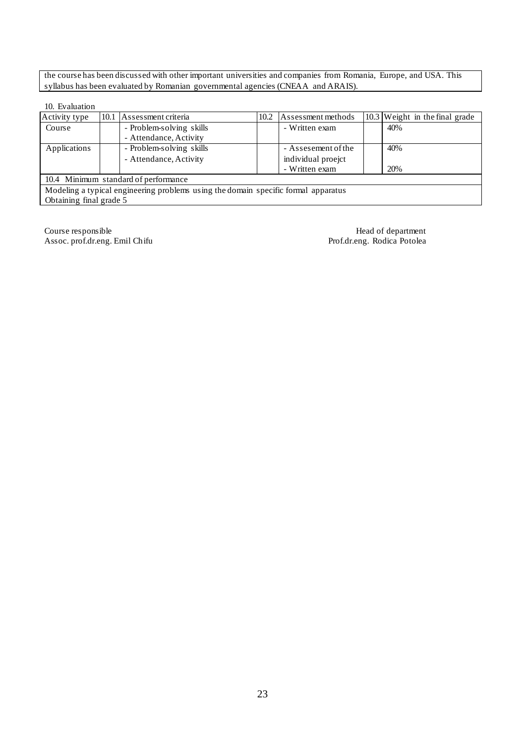the course has been discussed with other important universities and companies from Romania, Europe, and USA. This syllabus has been evaluated by Romanian governmental agencies (CNEAA and ARAIS).

10. Evaluation

| Activity type | 10.1 Assessment criteria | 10.2 Assessment methods | 10.3 Weight in the final grade |
|---|---|---|---|
| Course | - Problem-solving skills<br>- Attendance, Activity | - Written exam | 40% |
| Applications | - Problem-solving skills<br>- Attendance, Activity | - Assesement of the individual proejct<br>- Written exam | 40%<br><br>20% |
| 10.4 Minimum standard of performance | | | |
| Modeling a typical engineering problems using the domain specific formal apparatus<br>Obtaining final grade 5 | | | |

Course responsible
Assoc. prof.dr.eng. Emil Chifu

Head of department
Prof.dr.eng. Rodica Potolea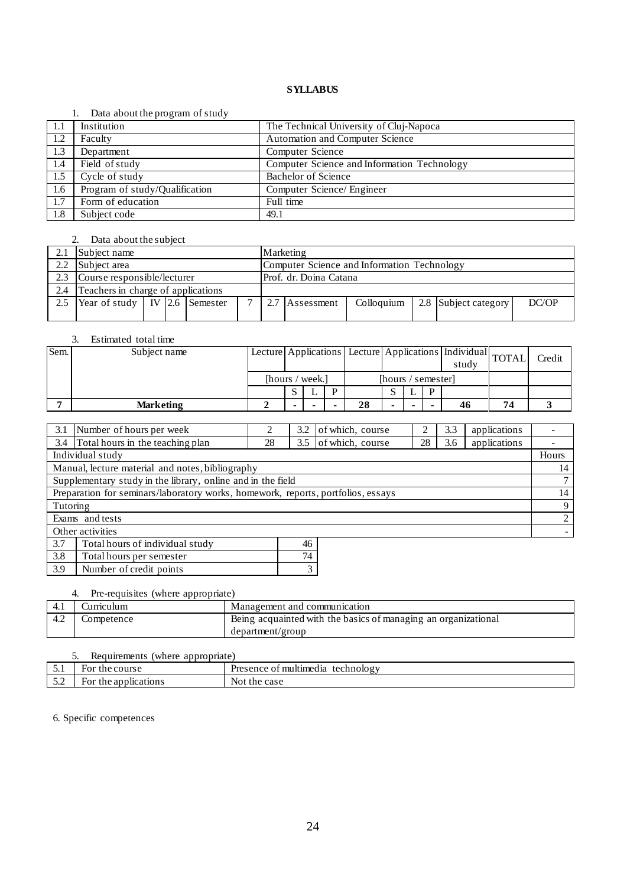**SYLLABUS**

1. Data about the program of study

| | | |
|---|---|---|
| 1.1 | Institution | The Technical University of Cluj-Napoca |
| 1.2 | Faculty | Automation and Computer Science |
| 1.3 | Department | Computer Science |
| 1.4 | Field of study | Computer Science and Information Technology |
| 1.5 | Cycle of study | Bachelor of Science |
| 1.6 | Program of study/Qualification | Computer Science/ Engineer |
| 1.7 | Form of education | Full time |
| 1.8 | Subject code | 49.1 |

2. Data about the subject

| | | | | | | | | | | | | |
|---|---|---|---|---|---|---|---|---|---|---|---|---|
| 2.1 | Subject name | | | | | Marketing | | | | | | |
| 2.2 | Subject area | | | | | Computer Science and Information Technology | | | | | | |
| 2.3 | Course responsible/lecturer | | | | | Prof. dr. Doina Catana | | | | | | |
| 2.4 | Teachers in charge of applications | | | | | | | | | | | |
| 2.5 | Year of study | IV | 2.6 | Semester | 7 | 2.7 | Assessment | Colloquium | 2.8 | Subject category | DC/OP | |

3. Estimated total time

| Sem. | Subject name | Lecture | Applications | | | Lecture | Applications | | | Individual study | TOTAL | Credit |
|---|---|---|---|---|---|---|---|---|---|---|---|---|
| | | [hours / week.] | | | | [hours / semester] | | | | | | |
| | | | S | L | P | | S | L | P | | | |
| **7** | **Marketing** | **2** | **-** | **-** | **-** | **28** | **-** | **-** | **-** | **46** | **74** | **3** |

| | | | | | | | | |
|---|---|---|---|---|---|---|---|---|
| 3.1 | Number of hours per week | 2 | 3.2 | of which, course | 2 | 3.3 | applications | - |
| 3.4 | Total hours in the teaching plan | 28 | 3.5 | of which, course | 28 | 3.6 | applications | - |

| Individual study | Hours |
|---|---|
| Manual, lecture material and notes, bibliography | 14 |
| Supplementary study in the library, online and in the field | 7 |
| Preparation for seminars/laboratory works, homework, reports, portfolios, essays | 14 |
| Tutoring | 9 |
| Exams and tests | 2 |
| Other activities | - |

| | | |
|---|---|---|
| 3.7 | Total hours of individual study | 46 |
| 3.8 | Total hours per semester | 74 |
| 3.9 | Number of credit points | 3 |

4. Pre-requisites (where appropriate)

| | | |
|---|---|---|
| 4.1 | Curriculum | Management and communication |
| 4.2 | Competence | Being acquainted with the basics of managing an organizational department/group |

5. Requirements (where appropriate)

| | | |
|---|---|---|
| 5.1 | For the course | Presence of multimedia technology |
| 5.2 | For the applications | Not the case |

6. Specific competences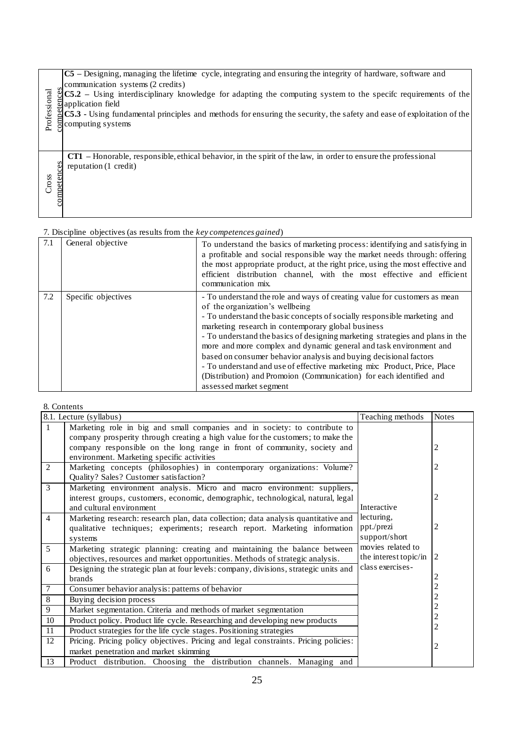| Professional competences | **C5** – Designing, managing the lifetime cycle, integrating and ensuring the integrity of hardware, software and communication systems (2 credits)<br>**C5.2** – Using interdisciplinary knowledge for adapting the computing system to the specifc requirements of the application field<br>**C5.3** - Using fundamental principles and methods for ensuring the security, the safety and ease of exploitation of the computing systems |
|---|---|
| Cross competences | **CT1** – Honorable, responsible, ethical behavior, in the spirit of the law, in order to ensure the professional reputation (1 credit) |

7. Discipline objectives (as results from the *key competences gained*)

| 7.1 | General objective | To understand the basics of marketing process: identifying and satisfying in a profitable and social responsible way the market needs through: offering the most appropriate product, at the right price, using the most effective and efficient distribution channel, with the most effective and efficient communication mix. |
|---|---|---|
| 7.2 | Specific objectives | - To understand the role and ways of creating value for customers as mean of the organization's wellbeing<br>- To understand the basic concepts of socially responsible marketing and marketing research in contemporary global business<br>- To understand the basics of designing marketing strategies and plans in the more and more complex and dynamic general and task environment and based on consumer behavior analysis and buying decisional factors<br>- To understand and use of effective marketing mix: Product, Price, Place (Distribution) and Promoion (Communication) for each identified and assessed market segment |

8. Contents

| 8.1. Lecture (syllabus) | | Teaching methods | Notes |
|---|---|---|---|
| 1 | Marketing role in big and small companies and in society: to contribute to company prosperity through creating a high value for the customers; to make the company responsible on the long range in front of community, society and environment. Marketing specific activities | Interactive lecturing, ppt./prezi support/short movies related to the interest topic/in class exercises- | 2 |
| 2 | Marketing concepts (philosophies) in contemporary organizations: Volume? Quality? Sales? Customer satisfaction? | | 2 |
| 3 | Marketing environment analysis. Micro and macro environment: suppliers, interest groups, customers, economic, demographic, technological, natural, legal and cultural environment | | 2 |
| 4 | Marketing research: research plan, data collection; data analysis quantitative and qualitative techniques; experiments; research report. Marketing information systems | | 2 |
| 5 | Marketing strategic planning: creating and maintaining the balance between objectives, resources and market opportunities. Methods of strategic analysis. | | 2 |
| 6 | Designing the strategic plan at four levels: company, divisions, strategic units and brands | | 2 |
| 7 | Consumer behavior analysis: patterns of behavior | | 2 |
| 8 | Buying decision process | | 2 |
| 9 | Market segmentation. Criteria and methods of market segmentation | | 2 |
| 10 | Product policy. Product life cycle. Researching and developing new products | | 2 |
| 11 | Product strategies for the life cycle stages. Positioning strategies | | 2 |
| 12 | Pricing. Pricing policy objectives. Pricing and legal constraints. Pricing policies: market penetration and market skimming | | 2 |
| 13 | Product distribution. Choosing the distribution channels. Managing and | | |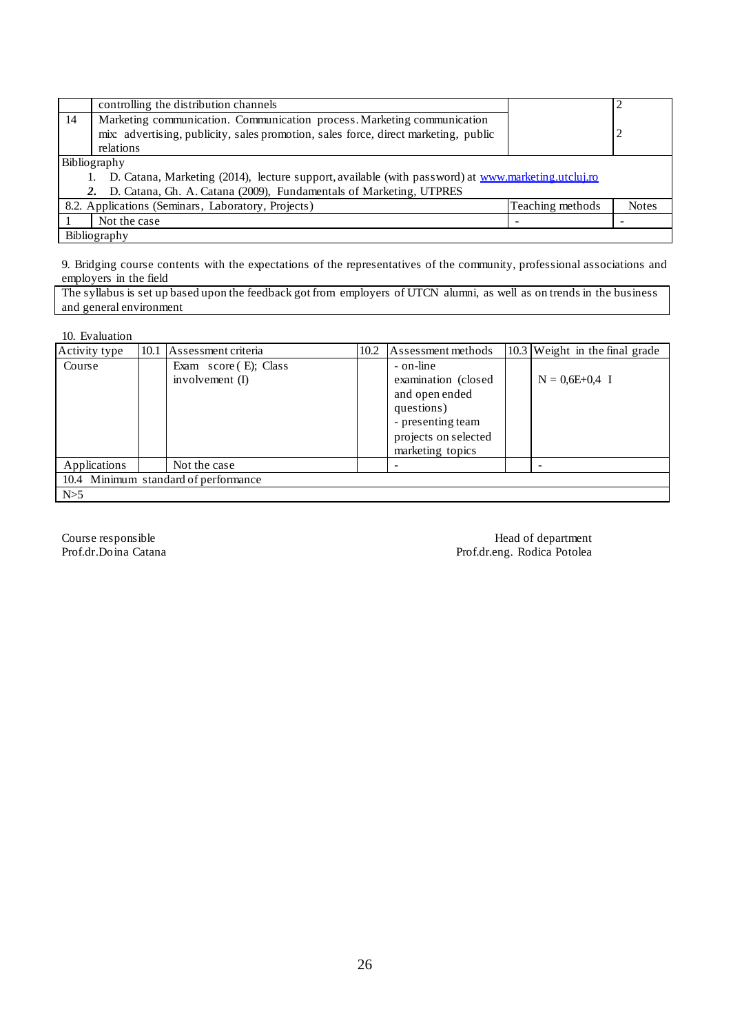|  | controlling the distribution channels |  | 2 |
|---|---|---|---|
| 14 | Marketing communication. Communication process. Marketing communication mix: advertising, publicity, sales promotion, sales force, direct marketing, public relations |  | 2 |

Bibliography

1. D. Catana, Marketing (2014), lecture support, available (with password) at [www.marketing.utcluj.ro](http://www.marketing.utcluj.ro)
2. D. Catana, Gh. A. Catana (2009), Fundamentals of Marketing, UTPRES

| 8.2. Applications (Seminars, Laboratory, Projects) |  | Teaching methods | Notes |
|---|---|---|---|
| 1 | Not the case | - | - |

Bibliography

9. Bridging course contents with the expectations of the representatives of the community, professional associations and employers in the field

The syllabus is set up based upon the feedback got from employers of UTCN alumni, as well as on trends in the business and general environment

10. Evaluation

| Activity type | 10.1 | Assessment criteria | 10.2 | Assessment methods | 10.3 | Weight in the final grade |
|---|---|---|---|---|---|---|
| Course |  | Exam score (E); Class involvement (I) |  | - on-line examination (closed and open ended questions)<br>- presenting team projects on selected marketing topics |  | N = 0,6E+0,4 I |
| Applications |  | Not the case |  | - |  | - |
| 10.4 Minimum standard of performance |  |  |  |  |  |  |
| N>5 |  |  |  |  |  |  |

Course responsible
Prof.dr.Doina Catana

Head of department
Prof.dr.eng. Rodica Potolea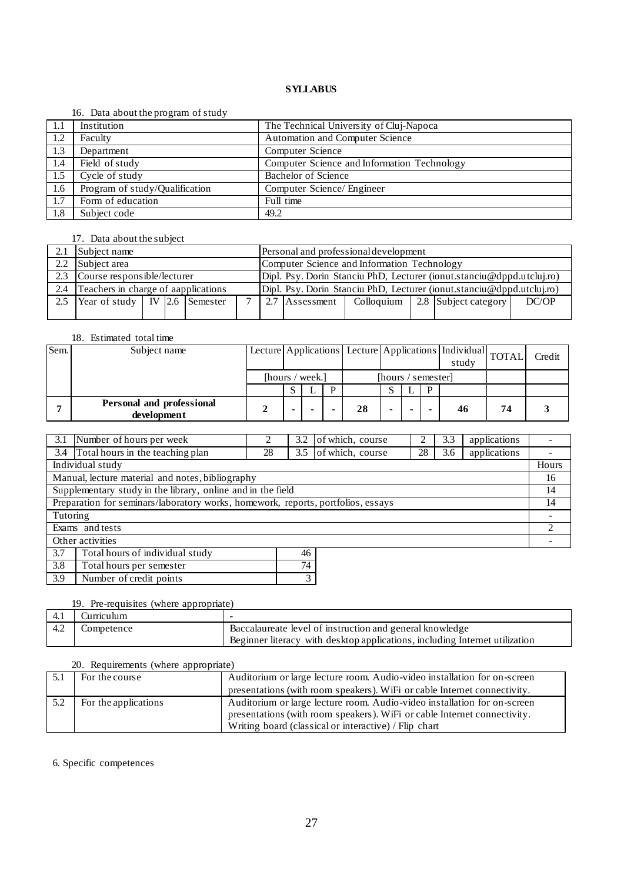**SYLLABUS**

16. Data about the program of study

| | | |
|---|---|---|
| 1.1 | Institution | The Technical University of Cluj-Napoca |
| 1.2 | Faculty | Automation and Computer Science |
| 1.3 | Department | Computer Science |
| 1.4 | Field of study | Computer Science and Information Technology |
| 1.5 | Cycle of study | Bachelor of Science |
| 1.6 | Program of study/Qualification | Computer Science/ Engineer |
| 1.7 | Form of education | Full time |
| 1.8 | Subject code | 49.2 |

17. Data about the subject

| | | | | | | | | | | | | |
|---|---|---|---|---|---|---|---|---|---|---|---|---|
| 2.1 | Subject name | | | | | Personal and professional development | | | | | | |
| 2.2 | Subject area | | | | | Computer Science and Information Technology | | | | | | |
| 2.3 | Course responsible/lecturer | | | | | Dipl. Psy. Dorin Stanciu PhD, Lecturer (ionut.stanciu@dppd.utcluj.ro) | | | | | | |
| 2.4 | Teachers in charge of aapplications | | | | | Dipl. Psy. Dorin Stanciu PhD, Lecturer (ionut.stanciu@dppd.utcluj.ro) | | | | | | |
| 2.5 | Year of study | IV | 2.6 | Semester | 7 | 2.7 | Assessment | Colloquium | 2.8 | Subject category | DC/OP | |

18. Estimated total time

| Sem. | Subject name | Lecture | Applications | | | Lecture | Applications | | | Individual study | TOTAL | Credit |
|---|---|---|---|---|---|---|---|---|---|---|---|---|
| | | [hours / week.] | | | | [hours / semester] | | | | | | |
| | | | S | L | P | | S | L | P | | | |
| **7** | **Personal and professional development** | **2** | **-** | **-** | **-** | **28** | **-** | **-** | **-** | **46** | **74** | **3** |

| | | | | | | | | |
|---|---|---|---|---|---|---|---|---|
| 3.1 | Number of hours per week | 2 | 3.2 | of which, course | 2 | 3.3 | applications | - |
| 3.4 | Total hours in the teaching plan | 28 | 3.5 | of which, course | 28 | 3.6 | applications | - |
| Individual study | | | | | | | | Hours |
| Manual, lecture material and notes, bibliography | | | | | | | | 16 |
| Supplementary study in the library, online and in the field | | | | | | | | 14 |
| Preparation for seminars/laboratory works, homework, reports, portfolios, essays | | | | | | | | 14 |
| Tutoring | | | | | | | | - |
| Exams and tests | | | | | | | | 2 |
| Other activities | | | | | | | | - |

| | | |
|---|---|---|
| 3.7 | Total hours of individual study | 46 |
| 3.8 | Total hours per semester | 74 |
| 3.9 | Number of credit points | 3 |

19. Pre-requisites (where appropriate)

| | | |
|---|---|---|
| 4.1 | Curriculum | - |
| 4.2 | Competence | Baccalaureate level of instruction and general knowledge<br>Beginner literacy with desktop applications, including Internet utilization |

20. Requirements (where appropriate)

| | | |
|---|---|---|
| 5.1 | For the course | Auditorium or large lecture room. Audio-video installation for on-screen presentations (with room speakers). WiFi or cable Internet connectivity. |
| 5.2 | For the applications | Auditorium or large lecture room. Audio-video installation for on-screen presentations (with room speakers). WiFi or cable Internet connectivity.<br>Writing board (classical or interactive) / Flip chart |

6. Specific competences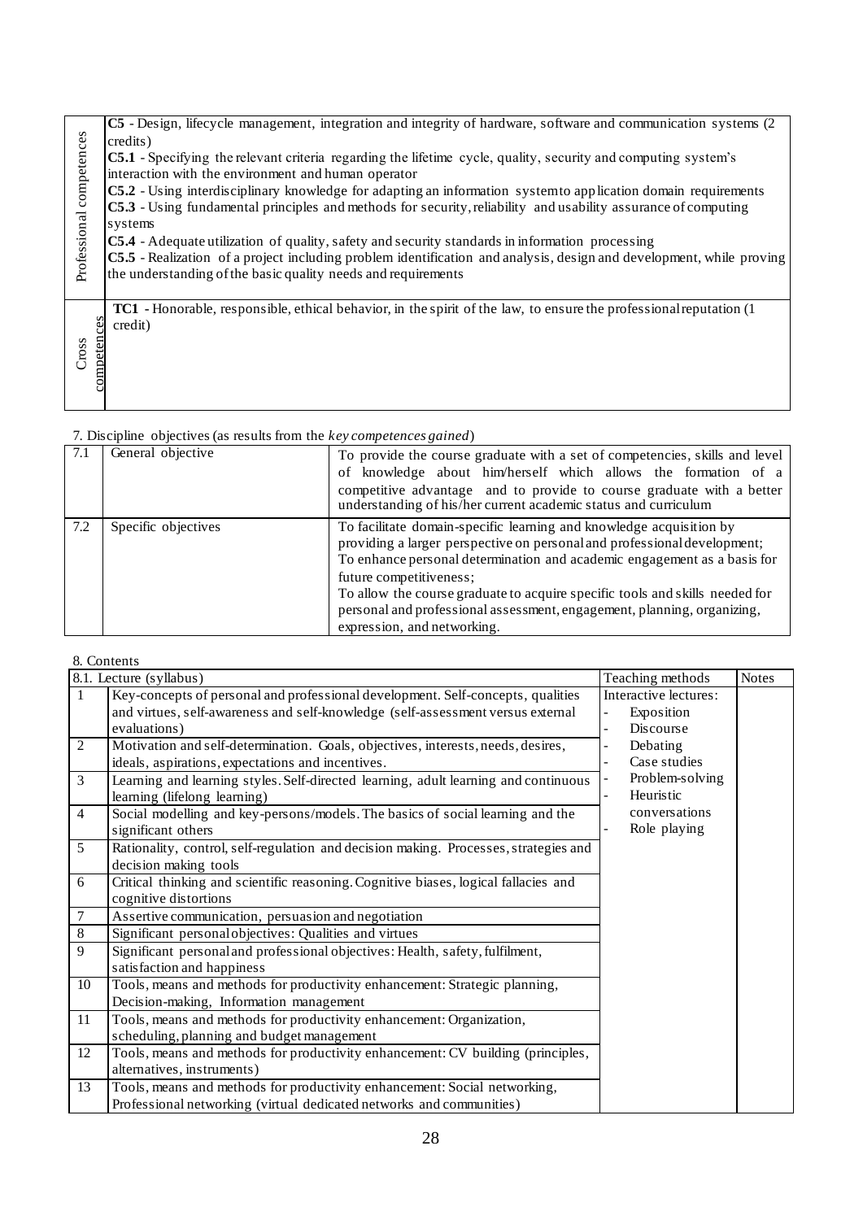| Professional competences | **C5** - Design, lifecycle management, integration and integrity of hardware, software and communication systems (2 credits)<br>**C5.1** - Specifying the relevant criteria regarding the lifetime cycle, quality, security and computing system's interaction with the environment and human operator<br>**C5.2** - Using interdisciplinary knowledge for adapting an information system to application domain requirements<br>**C5.3** - Using fundamental principles and methods for security, reliability and usability assurance of computing systems<br>**C5.4** - Adequate utilization of quality, safety and security standards in information processing<br>**C5.5** - Realization of a project including problem identification and analysis, design and development, while proving the understanding of the basic quality needs and requirements |
|---|---|
| Cross competences | **TC1** - Honorable, responsible, ethical behavior, in the spirit of the law, to ensure the professional reputation (1 credit) |

7. Discipline objectives (as results from the *key competences gained*)

| 7.1 | General objective | To provide the course graduate with a set of competencies, skills and level of knowledge about him/herself which allows the formation of a competitive advantage and to provide to course graduate with a better understanding of his/her current academic status and curriculum |
|---|---|---|
| 7.2 | Specific objectives | To facilitate domain-specific learning and knowledge acquisition by providing a larger perspective on personal and professional development;<br>To enhance personal determination and academic engagement as a basis for future competitiveness;<br>To allow the course graduate to acquire specific tools and skills needed for personal and professional assessment, engagement, planning, organizing, expression, and networking. |

8. Contents

| 8.1. Lecture (syllabus) | | Teaching methods | Notes |
|---|---|---|---|
| 1 | Key-concepts of personal and professional development. Self-concepts, qualities and virtues, self-awareness and self-knowledge (self-assessment versus external evaluations) | Interactive lectures:<br>- Exposition<br>- Discourse<br>- Debating<br>- Case studies<br>- Problem-solving<br>- Heuristic conversations<br>- Role playing | |
| 2 | Motivation and self-determination. Goals, objectives, interests, needs, desires, ideals, aspirations, expectations and incentives. | | |
| 3 | Learning and learning styles. Self-directed learning, adult learning and continuous learning (lifelong learning) | | |
| 4 | Social modelling and key-persons/models. The basics of social learning and the significant others | | |
| 5 | Rationality, control, self-regulation and decision making. Processes, strategies and decision making tools | | |
| 6 | Critical thinking and scientific reasoning. Cognitive biases, logical fallacies and cognitive distortions | | |
| 7 | Assertive communication, persuasion and negotiation | | |
| 8 | Significant personal objectives: Qualities and virtues | | |
| 9 | Significant personal and professional objectives: Health, safety, fulfilment, satisfaction and happiness | | |
| 10 | Tools, means and methods for productivity enhancement: Strategic planning, Decision-making, Information management | | |
| 11 | Tools, means and methods for productivity enhancement: Organization, scheduling, planning and budget management | | |
| 12 | Tools, means and methods for productivity enhancement: CV building (principles, alternatives, instruments) | | |
| 13 | Tools, means and methods for productivity enhancement: Social networking, Professional networking (virtual dedicated networks and communities) | | |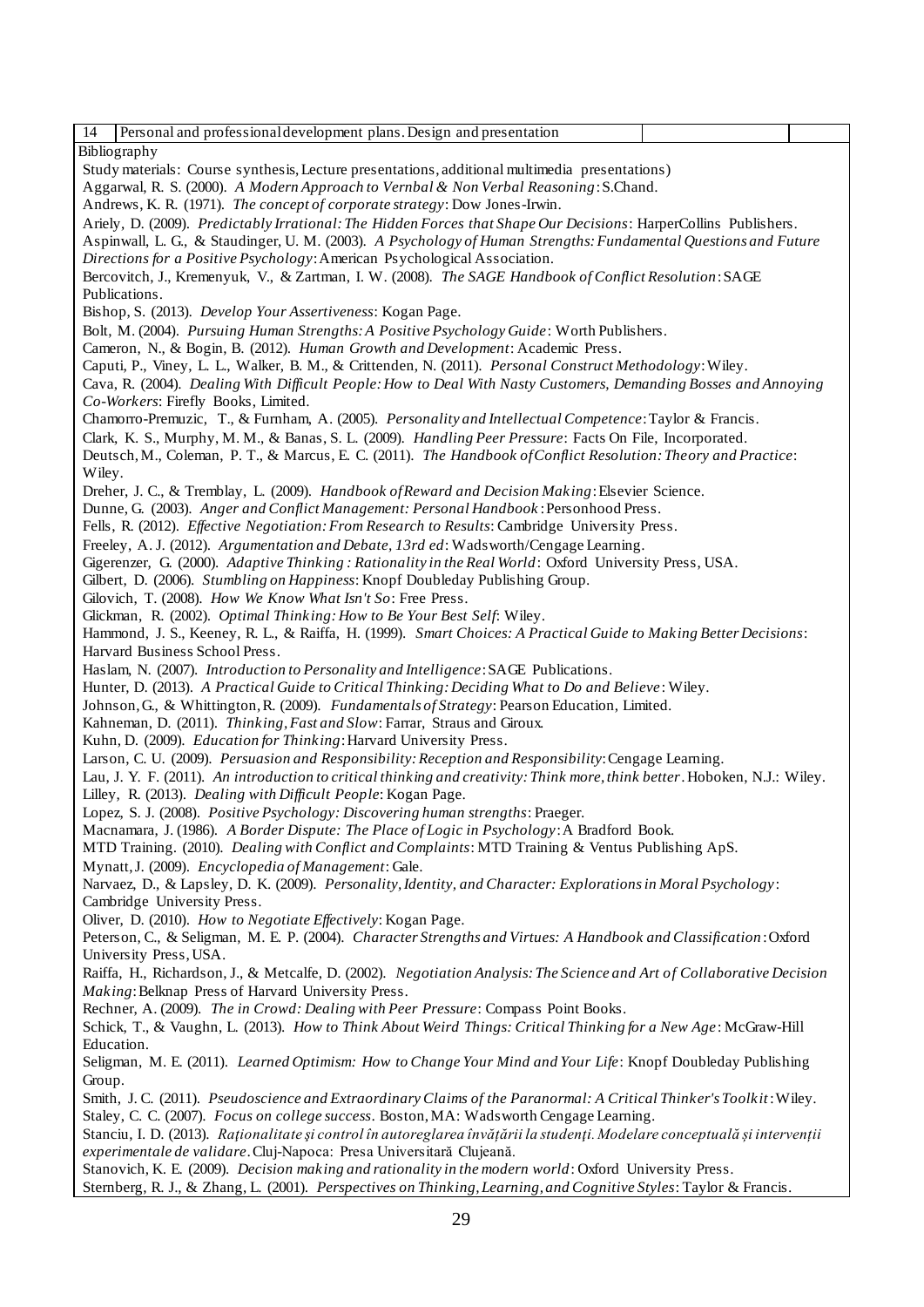| 14 | Personal and professional development plans. Design and presentation | | |
|---|---|---|---|

Bibliography

Study materials: Course synthesis, Lecture presentations, additional multimedia presentations)

Aggarwal, R. S. (2000). *A Modern Approach to Vernbal & Non Verbal Reasoning*: S.Chand.

Andrews, K. R. (1971). *The concept of corporate strategy*: Dow Jones-Irwin.

Ariely, D. (2009). *Predictably Irrational: The Hidden Forces that Shape Our Decisions*: HarperCollins Publishers.

Aspinwall, L. G., & Staudinger, U. M. (2003). *A Psychology of Human Strengths: Fundamental Questions and Future Directions for a Positive Psychology*: American Psychological Association.

Bercovitch, J., Kremenyuk, V., & Zartman, I. W. (2008). *The SAGE Handbook of Conflict Resolution*: SAGE Publications.

Bishop, S. (2013). *Develop Your Assertiveness*: Kogan Page.

Bolt, M. (2004). *Pursuing Human Strengths: A Positive Psychology Guide*: Worth Publishers.

Cameron, N., & Bogin, B. (2012). *Human Growth and Development*: Academic Press.

Caputi, P., Viney, L. L., Walker, B. M., & Crittenden, N. (2011). *Personal Construct Methodology*: Wiley.

Cava, R. (2004). *Dealing With Difficult People: How to Deal With Nasty Customers, Demanding Bosses and Annoying Co-Workers*: Firefly Books, Limited.

Chamorro-Premuzic, T., & Furnham, A. (2005). *Personality and Intellectual Competence*: Taylor & Francis.

Clark, K. S., Murphy, M. M., & Banas, S. L. (2009). *Handling Peer Pressure*: Facts On File, Incorporated.

Deutsch, M., Coleman, P. T., & Marcus, E. C. (2011). *The Handbook of Conflict Resolution: Theory and Practice*: Wiley.

Dreher, J. C., & Tremblay, L. (2009). *Handbook of Reward and Decision Making*: Elsevier Science.

Dunne, G. (2003). *Anger and Conflict Management: Personal Handbook*: Personhood Press.

Fells, R. (2012). *Effective Negotiation: From Research to Results*: Cambridge University Press.

Freeley, A. J. (2012). *Argumentation and Debate, 13rd ed*: Wadsworth/Cengage Learning.

Gigerenzer, G. (2000). *Adaptive Thinking : Rationality in the Real World*: Oxford University Press, USA.

Gilbert, D. (2006). *Stumbling on Happiness*: Knopf Doubleday Publishing Group.

Gilovich, T. (2008). *How We Know What Isn't So*: Free Press.

Glickman, R. (2002). *Optimal Thinking: How to Be Your Best Self*: Wiley.

Hammond, J. S., Keeney, R. L., & Raiffa, H. (1999). *Smart Choices: A Practical Guide to Making Better Decisions*: Harvard Business School Press.

Haslam, N. (2007). *Introduction to Personality and Intelligence*: SAGE Publications.

Hunter, D. (2013). *A Practical Guide to Critical Thinking: Deciding What to Do and Believe*: Wiley.

Johnson, G., & Whittington, R. (2009). *Fundamentals of Strategy*: Pearson Education, Limited.

Kahneman, D. (2011). *Thinking, Fast and Slow*: Farrar, Straus and Giroux.

Kuhn, D. (2009). *Education for Thinking*: Harvard University Press.

Larson, C. U. (2009). *Persuasion and Responsibility: Reception and Responsibility*: Cengage Learning.

Lau, J. Y. F. (2011). *An introduction to critical thinking and creativity: Think more, think better*. Hoboken, N.J.: Wiley.

Lilley, R. (2013). *Dealing with Difficult People*: Kogan Page.

Lopez, S. J. (2008). *Positive Psychology: Discovering human strengths*: Praeger.

Macnamara, J. (1986). *A Border Dispute: The Place of Logic in Psychology*: A Bradford Book.

MTD Training. (2010). *Dealing with Conflict and Complaints*: MTD Training & Ventus Publishing ApS.

Mynatt, J. (2009). *Encyclopedia of Management*: Gale.

Narvaez, D., & Lapsley, D. K. (2009). *Personality, Identity, and Character: Explorations in Moral Psychology*: Cambridge University Press.

Oliver, D. (2010). *How to Negotiate Effectively*: Kogan Page.

Peterson, C., & Seligman, M. E. P. (2004). *Character Strengths and Virtues: A Handbook and Classification*: Oxford University Press, USA.

Raiffa, H., Richardson, J., & Metcalfe, D. (2002). *Negotiation Analysis: The Science and Art of Collaborative Decision Making*: Belknap Press of Harvard University Press.

Rechner, A. (2009). *The in Crowd: Dealing with Peer Pressure*: Compass Point Books.

Schick, T., & Vaughn, L. (2013). *How to Think About Weird Things: Critical Thinking for a New Age*: McGraw-Hill Education.

Seligman, M. E. (2011). *Learned Optimism: How to Change Your Mind and Your Life*: Knopf Doubleday Publishing Group.

Smith, J. C. (2011). *Pseudoscience and Extraordinary Claims of the Paranormal: A Critical Thinker's Toolkit*: Wiley.

Staley, C. C. (2007). *Focus on college success*. Boston, MA: Wadsworth Cengage Learning.

Stanciu, I. D. (2013). *Raţionalitate şi control în autoreglarea învăţării la studenţi. Modelare conceptuală şi intervenţii experimentale de validare*. Cluj-Napoca: Presa Universitară Clujeană.

Stanovich, K. E. (2009). *Decision making and rationality in the modern world*: Oxford University Press.

Sternberg, R. J., & Zhang, L. (2001). *Perspectives on Thinking, Learning, and Cognitive Styles*: Taylor & Francis.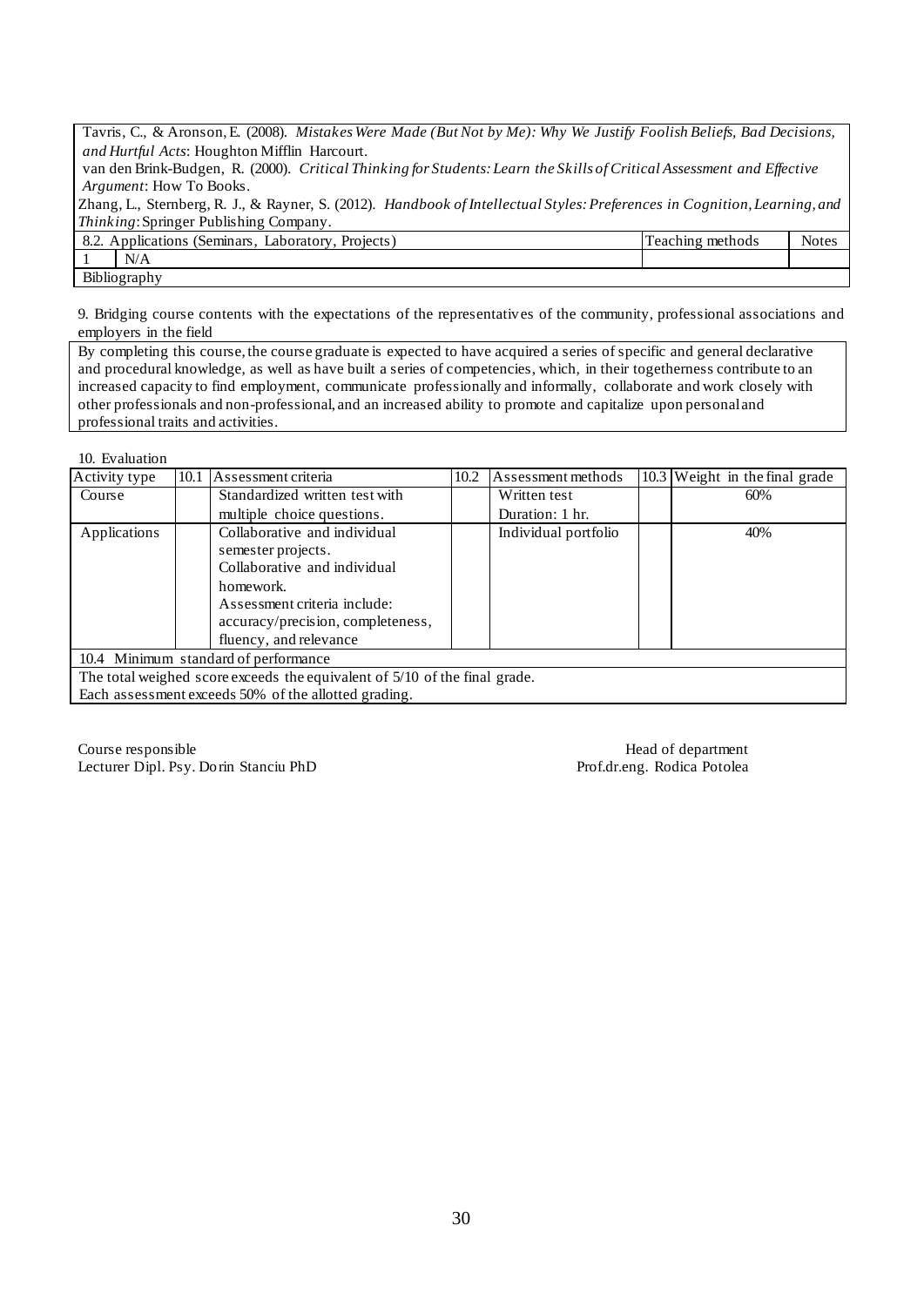Tavris, C., & Aronson, E. (2008). *Mistakes Were Made (But Not by Me): Why We Justify Foolish Beliefs, Bad Decisions, and Hurtful Acts*: Houghton Mifflin Harcourt.

van den Brink-Budgen, R. (2000). *Critical Thinking for Students: Learn the Skills of Critical Assessment and Effective Argument*: How To Books.

Zhang, L., Sternberg, R. J., & Rayner, S. (2012). *Handbook of Intellectual Styles: Preferences in Cognition, Learning, and Thinking*: Springer Publishing Company.

| 8.2. Applications (Seminars, Laboratory, Projects) | | Teaching methods | Notes |
|---|---|---|---|
| 1 | N/A | | |
| Bibliography | | | |

9. Bridging course contents with the expectations of the representatives of the community, professional associations and employers in the field

By completing this course, the course graduate is expected to have acquired a series of specific and general declarative and procedural knowledge, as well as have built a series of competencies, which, in their togetherness contribute to an increased capacity to find employment, communicate professionally and informally, collaborate and work closely with other professionals and non-professional, and an increased ability to promote and capitalize upon personal and professional traits and activities.

10. Evaluation

| Activity type | 10.1 Assessment criteria | 10.2 Assessment methods | 10.3 Weight in the final grade |
|---|---|---|---|
| Course | Standardized written test with multiple choice questions. | Written test<br>Duration: 1 hr. | 60% |
| Applications | Collaborative and individual semester projects.<br>Collaborative and individual homework.<br>Assessment criteria include: accuracy/precision, completeness, fluency, and relevance | Individual portfolio | 40% |
| 10.4 Minimum standard of performance | | | |
| The total weighed score exceeds the equivalent of 5/10 of the final grade.<br>Each assessment exceeds 50% of the allotted grading. | | | |

Course responsible
Lecturer Dipl. Psy. Dorin Stanciu PhD

Head of department
Prof.dr.eng. Rodica Potolea